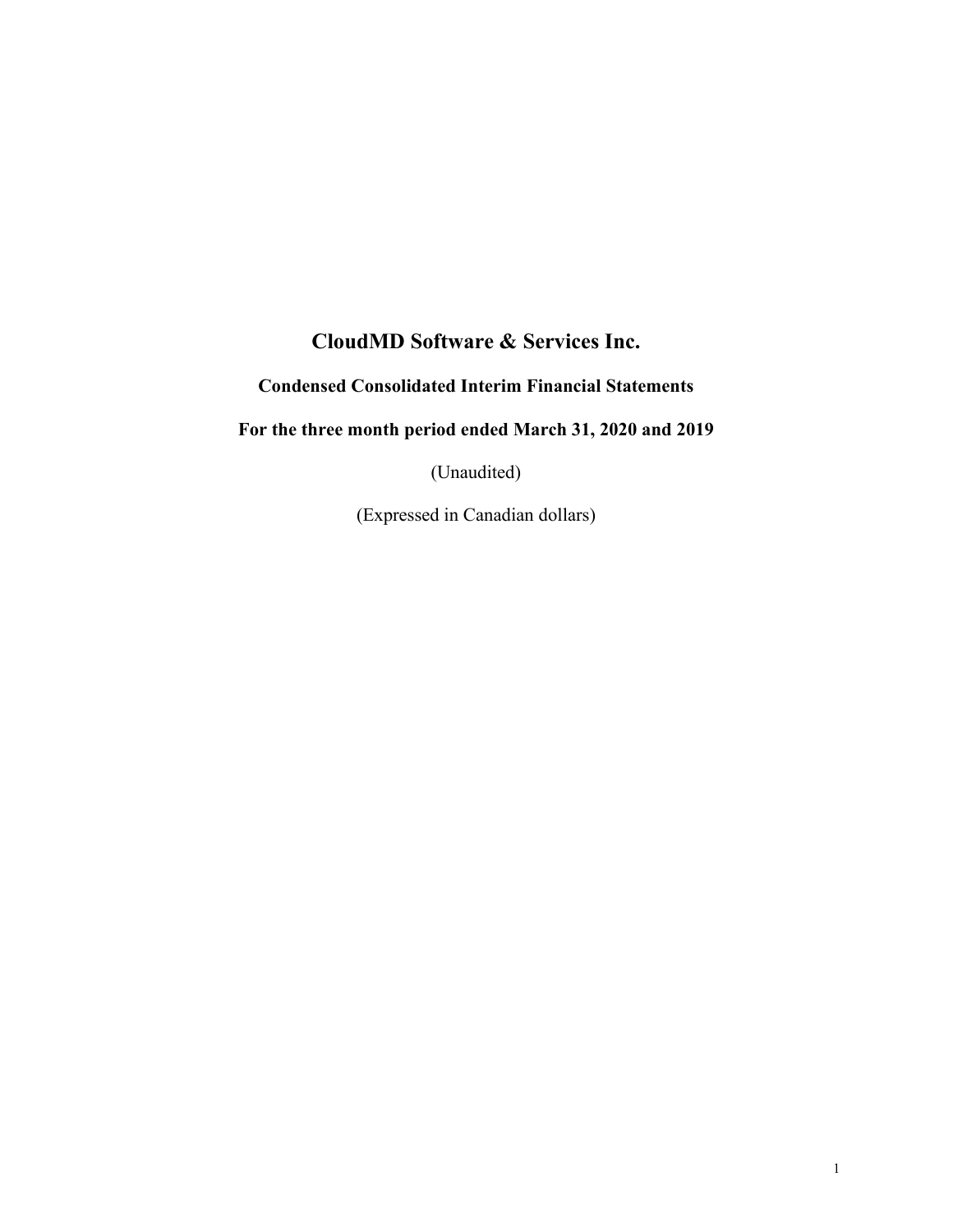# CloudMD Software & Services Inc.

**Condensed Consolidated Interim Financial Statements**

**For the three month period ended March 31, 2020 and 2019**

(Unaudited)

(Expressed in Canadian dollars)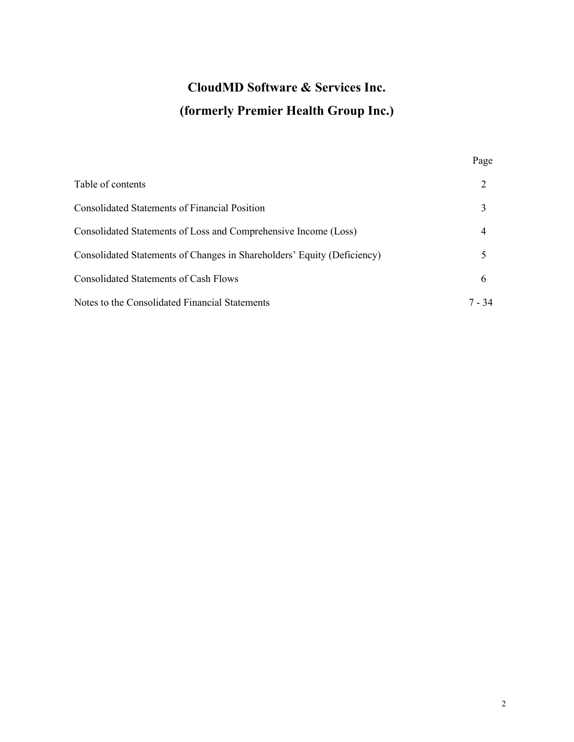# CloudMD Software & Services Inc.

# (formerly Premier Health Group Inc.)

| | Page |
|---|---|
| Table of contents | 2 |
| Consolidated Statements of Financial Position | 3 |
| Consolidated Statements of Loss and Comprehensive Income (Loss) | 4 |
| Consolidated Statements of Changes in Shareholders' Equity (Deficiency) | 5 |
| Consolidated Statements of Cash Flows | 6 |
| Notes to the Consolidated Financial Statements | 7 - 34 |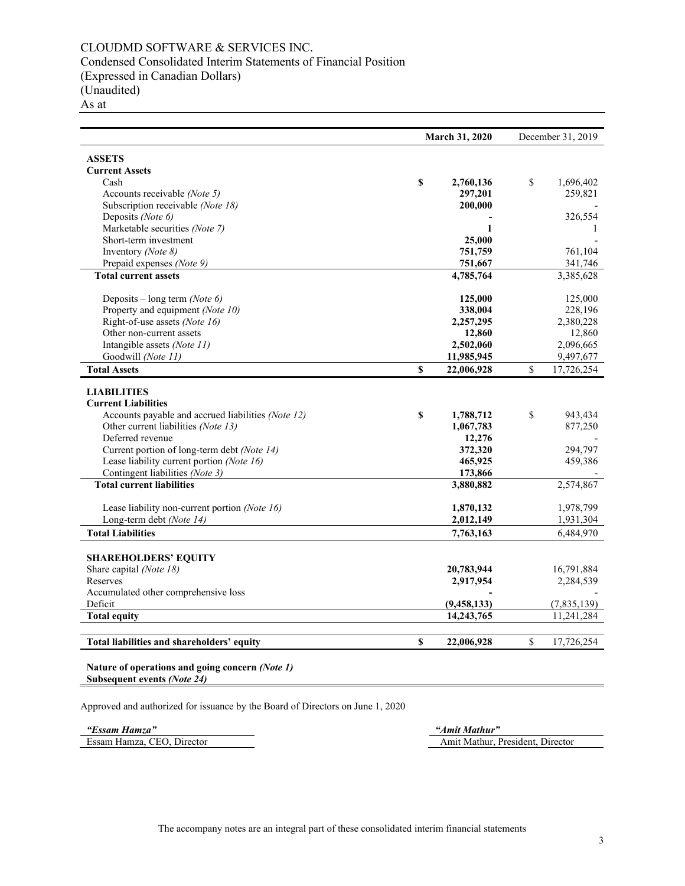# CLOUDMD SOFTWARE & SERVICES INC.

Condensed Consolidated Interim Statements of Financial Position
(Expressed in Canadian Dollars)
(Unaudited)
As at

| | March 31, 2020 | December 31, 2019 |
|---|---|---|
| **ASSETS** | | |
| **Current Assets** | | |
| Cash | $ 2,760,136 | $ 1,696,402 |
| Accounts receivable *(Note 5)* | 297,201 | 259,821 |
| Subscription receivable *(Note 18)* | 200,000 | - |
| Deposits *(Note 6)* | - | 326,554 |
| Marketable securities *(Note 7)* | 1 | 1 |
| Short-term investment | 25,000 | - |
| Inventory *(Note 8)* | 751,759 | 761,104 |
| Prepaid expenses *(Note 9)* | 751,667 | 341,746 |
| **Total current assets** | 4,785,764 | 3,385,628 |
| Deposits – long term *(Note 6)* | 125,000 | 125,000 |
| Property and equipment *(Note 10)* | 338,004 | 228,196 |
| Right-of-use assets *(Note 16)* | 2,257,295 | 2,380,228 |
| Other non-current assets | 12,860 | 12,860 |
| Intangible assets *(Note 11)* | 2,502,060 | 2,096,665 |
| Goodwill *(Note 11)* | 11,985,945 | 9,497,677 |
| **Total Assets** | $ 22,006,928 | $ 17,726,254 |
| **LIABILITIES** | | |
| **Current Liabilities** | | |
| Accounts payable and accrued liabilities *(Note 12)* | $ 1,788,712 | $ 943,434 |
| Other current liabilities *(Note 13)* | 1,067,783 | 877,250 |
| Deferred revenue | 12,276 | - |
| Current portion of long-term debt *(Note 14)* | 372,320 | 294,797 |
| Lease liability current portion *(Note 16)* | 465,925 | 459,386 |
| Contingent liabilities *(Note 3)* | 173,866 | - |
| **Total current liabilities** | 3,880,882 | 2,574,867 |
| Lease liability non-current portion *(Note 16)* | 1,870,132 | 1,978,799 |
| Long-term debt *(Note 14)* | 2,012,149 | 1,931,304 |
| **Total Liabilities** | 7,763,163 | 6,484,970 |
| **SHAREHOLDERS' EQUITY** | | |
| Share capital *(Note 18)* | 20,783,944 | 16,791,884 |
| Reserves | 2,917,954 | 2,284,539 |
| Accumulated other comprehensive loss | - | - |
| Deficit | (9,458,133) | (7,835,139) |
| **Total equity** | 14,243,765 | 11,241,284 |
| **Total liabilities and shareholders' equity** | $ 22,006,928 | $ 17,726,254 |

**Nature of operations and going concern *(Note 1)***
**Subsequent events *(Note 24)***

Approved and authorized for issuance by the Board of Directors on June 1, 2020

| *"Essam Hamza"* | *"Amit Mathur"* |
|---|---|
| Essam Hamza, CEO, Director | Amit Mathur, President, Director |

The accompany notes are an integral part of these consolidated interim financial statements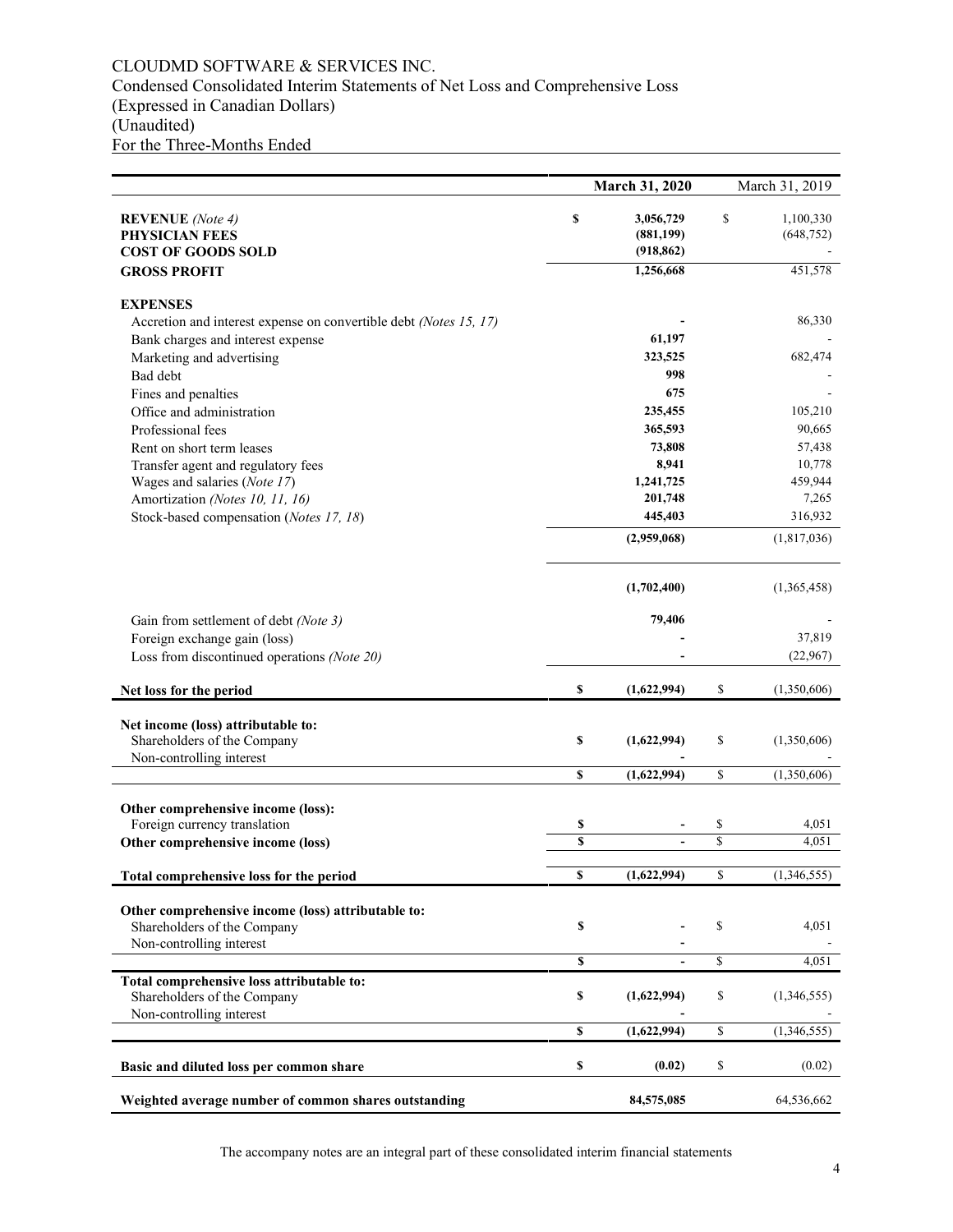# CLOUDMD SOFTWARE & SERVICES INC.

Condensed Consolidated Interim Statements of Net Loss and Comprehensive Loss
(Expressed in Canadian Dollars)
(Unaudited)
For the Three-Months Ended

| | | **March 31, 2020** | | March 31, 2019 |
|---|---|---|---|---|
| **REVENUE** *(Note 4)* | **$** | **3,056,729** | $ | 1,100,330 |
| **PHYSICIAN FEES** | | **(881,199)** | | (648,752) |
| **COST OF GOODS SOLD** | | **(918,862)** | | - |
| **GROSS PROFIT** | | **1,256,668** | | 451,578 |
| **EXPENSES** | | | | |
| Accretion and interest expense on convertible debt *(Notes 15, 17)* | | **-** | | 86,330 |
| Bank charges and interest expense | | **61,197** | | - |
| Marketing and advertising | | **323,525** | | 682,474 |
| Bad debt | | **998** | | - |
| Fines and penalties | | **675** | | - |
| Office and administration | | **235,455** | | 105,210 |
| Professional fees | | **365,593** | | 90,665 |
| Rent on short term leases | | **73,808** | | 57,438 |
| Transfer agent and regulatory fees | | **8,941** | | 10,778 |
| Wages and salaries (*Note 17*) | | **1,241,725** | | 459,944 |
| Amortization *(Notes 10, 11, 16)* | | **201,748** | | 7,265 |
| Stock-based compensation (*Notes 17, 18*) | | **445,403** | | 316,932 |
| | | **(2,959,068)** | | (1,817,036) |
| | | **(1,702,400)** | | (1,365,458) |
| Gain from settlement of debt *(Note 3)* | | **79,406** | | - |
| Foreign exchange gain (loss) | | **-** | | 37,819 |
| Loss from discontinued operations *(Note 20)* | | **-** | | (22,967) |
| **Net loss for the period** | **$** | **(1,622,994)** | $ | (1,350,606) |
| **Net income (loss) attributable to:** | | | | |
| Shareholders of the Company | **$** | **(1,622,994)** | $ | (1,350,606) |
| Non-controlling interest | | **-** | | - |
| | **$** | **(1,622,994)** | $ | (1,350,606) |
| **Other comprehensive income (loss):** | | | | |
| Foreign currency translation | **$** | **-** | $ | 4,051 |
| **Other comprehensive income (loss)** | **$** | **-** | $ | 4,051 |
| **Total comprehensive loss for the period** | **$** | **(1,622,994)** | $ | (1,346,555) |
| **Other comprehensive income (loss) attributable to:** | | | | |
| Shareholders of the Company | **$** | **-** | $ | 4,051 |
| Non-controlling interest | | **-** | | - |
| | **$** | **-** | $ | 4,051 |
| **Total comprehensive loss attributable to:** | | | | |
| Shareholders of the Company | **$** | **(1,622,994)** | $ | (1,346,555) |
| Non-controlling interest | | **-** | | - |
| | **$** | **(1,622,994)** | $ | (1,346,555) |
| **Basic and diluted loss per common share** | **$** | **(0.02)** | $ | (0.02) |
| **Weighted average number of common shares outstanding** | | **84,575,085** | | 64,536,662 |

The accompany notes are an integral part of these consolidated interim financial statements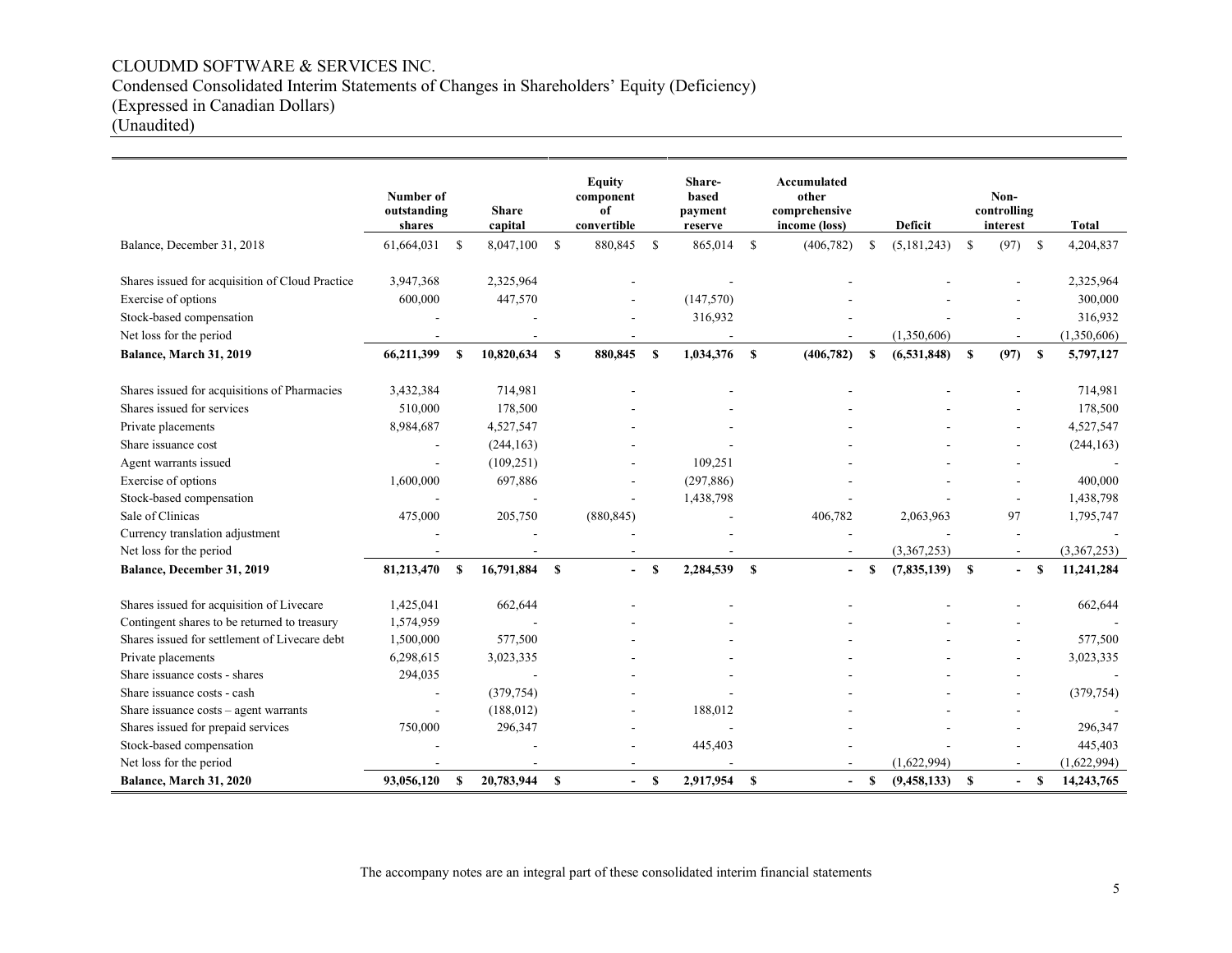# CLOUDMD SOFTWARE & SERVICES INC.

Condensed Consolidated Interim Statements of Changes in Shareholders' Equity (Deficiency)
(Expressed in Canadian Dollars)
(Unaudited)

| | Number of outstanding shares | Share capital | Equity component of convertible | Share-based payment reserve | Accumulated other comprehensive income (loss) | Deficit | Non-controlling interest | Total |
|---|---|---|---|---|---|---|---|---|
| Balance, December 31, 2018 | 61,664,031 | $ 8,047,100 | $ 880,845 | $ 865,014 | $ (406,782) | $ (5,181,243) | $ (97) | $ 4,204,837 |
| Shares issued for acquisition of Cloud Practice | 3,947,368 | 2,325,964 | - | - | - | - | - | 2,325,964 |
| Exercise of options | 600,000 | 447,570 | - | (147,570) | - | - | - | 300,000 |
| Stock-based compensation | - | - | - | 316,932 | - | - | - | 316,932 |
| Net loss for the period | - | - | - | - | - | (1,350,606) | - | (1,350,606) |
| **Balance, March 31, 2019** | **66,211,399** | **$ 10,820,634** | **$ 880,845** | **$ 1,034,376** | **$ (406,782)** | **$ (6,531,848)** | **$ (97)** | **$ 5,797,127** |
| Shares issued for acquisitions of Pharmacies | 3,432,384 | 714,981 | - | - | - | - | - | 714,981 |
| Shares issued for services | 510,000 | 178,500 | - | - | - | - | - | 178,500 |
| Private placements | 8,984,687 | 4,527,547 | - | - | - | - | - | 4,527,547 |
| Share issuance cost | - | (244,163) | - | - | - | - | - | (244,163) |
| Agent warrants issued | - | (109,251) | - | 109,251 | - | - | - | - |
| Exercise of options | 1,600,000 | 697,886 | - | (297,886) | - | - | - | 400,000 |
| Stock-based compensation | - | - | - | 1,438,798 | - | - | - | 1,438,798 |
| Sale of Clinicas | 475,000 | 205,750 | (880,845) | - | 406,782 | 2,063,963 | 97 | 1,795,747 |
| Currency translation adjustment | - | - | - | - | - | - | - | - |
| Net loss for the period | - | - | - | - | - | (3,367,253) | - | (3,367,253) |
| **Balance, December 31, 2019** | **81,213,470** | **$ 16,791,884** | **$ -** | **$ 2,284,539** | **$ -** | **$ (7,835,139)** | **$ -** | **$ 11,241,284** |
| Shares issued for acquisition of Livecare | 1,425,041 | 662,644 | - | - | - | - | - | 662,644 |
| Contingent shares to be returned to treasury | 1,574,959 | - | - | - | - | - | - | - |
| Shares issued for settlement of Livecare debt | 1,500,000 | 577,500 | - | - | - | - | - | 577,500 |
| Private placements | 6,298,615 | 3,023,335 | - | - | - | - | - | 3,023,335 |
| Share issuance costs - shares | 294,035 | - | - | - | - | - | - | - |
| Share issuance costs - cash | - | (379,754) | - | - | - | - | - | (379,754) |
| Share issuance costs – agent warrants | - | (188,012) | - | 188,012 | - | - | - | - |
| Shares issued for prepaid services | 750,000 | 296,347 | - | - | - | - | - | 296,347 |
| Stock-based compensation | - | - | - | 445,403 | - | - | - | 445,403 |
| Net loss for the period | - | - | - | - | - | (1,622,994) | - | (1,622,994) |
| **Balance, March 31, 2020** | **93,056,120** | **$ 20,783,944** | **$ -** | **$ 2,917,954** | **$ -** | **$ (9,458,133)** | **$ -** | **$ 14,243,765** |

The accompany notes are an integral part of these consolidated interim financial statements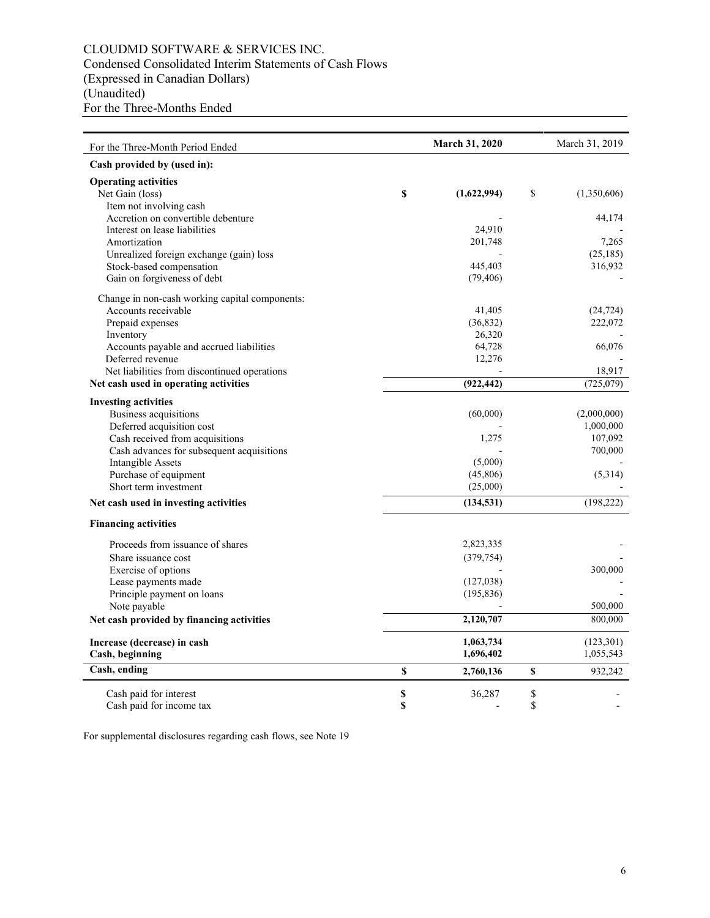CLOUDMD SOFTWARE & SERVICES INC.
Condensed Consolidated Interim Statements of Cash Flows
(Expressed in Canadian Dollars)
(Unaudited)
For the Three-Months Ended

| For the Three-Month Period Ended | **March 31, 2020** | March 31, 2019 |
|---|---|---|
| **Cash provided by (used in):** | | |
| **Operating activities** | | |
| Net Gain (loss) | **$ (1,622,994)** | $ (1,350,606) |
| Item not involving cash | | |
| Accretion on convertible debenture | - | 44,174 |
| Interest on lease liabilities | 24,910 | - |
| Amortization | 201,748 | 7,265 |
| Unrealized foreign exchange (gain) loss | - | (25,185) |
| Stock-based compensation | 445,403 | 316,932 |
| Gain on forgiveness of debt | (79,406) | - |
| Change in non-cash working capital components: | | |
| Accounts receivable | 41,405 | (24,724) |
| Prepaid expenses | (36,832) | 222,072 |
| Inventory | 26,320 | - |
| Accounts payable and accrued liabilities | 64,728 | 66,076 |
| Deferred revenue | 12,276 | - |
| Net liabilities from discontinued operations | - | 18,917 |
| **Net cash used in operating activities** | **(922,442)** | (725,079) |
| **Investing activities** | | |
| Business acquisitions | (60,000) | (2,000,000) |
| Deferred acquisition cost | - | 1,000,000 |
| Cash received from acquisitions | 1,275 | 107,092 |
| Cash advances for subsequent acquisitions | - | 700,000 |
| Intangible Assets | (5,000) | |
| Purchase of equipment | (45,806) | (5,314) |
| Short term investment | (25,000) | - |
| **Net cash used in investing activities** | **(134,531)** | (198,222) |
| **Financing activities** | | |
| Proceeds from issuance of shares | 2,823,335 | - |
| Share issuance cost | (379,754) | - |
| Exercise of options | - | 300,000 |
| Lease payments made | (127,038) | - |
| Principle payment on loans | (195,836) | - |
| Note payable | - | 500,000 |
| **Net cash provided by financing activities** | **2,120,707** | 800,000 |
| **Increase (decrease) in cash** | **1,063,734** | (123,301) |
| **Cash, beginning** | **1,696,402** | 1,055,543 |
| **Cash, ending** | **$ 2,760,136** | **$** 932,242 |
| Cash paid for interest | **$** 36,287 | $ - |
| Cash paid for income tax | **$** - | $ - |

For supplemental disclosures regarding cash flows, see Note 19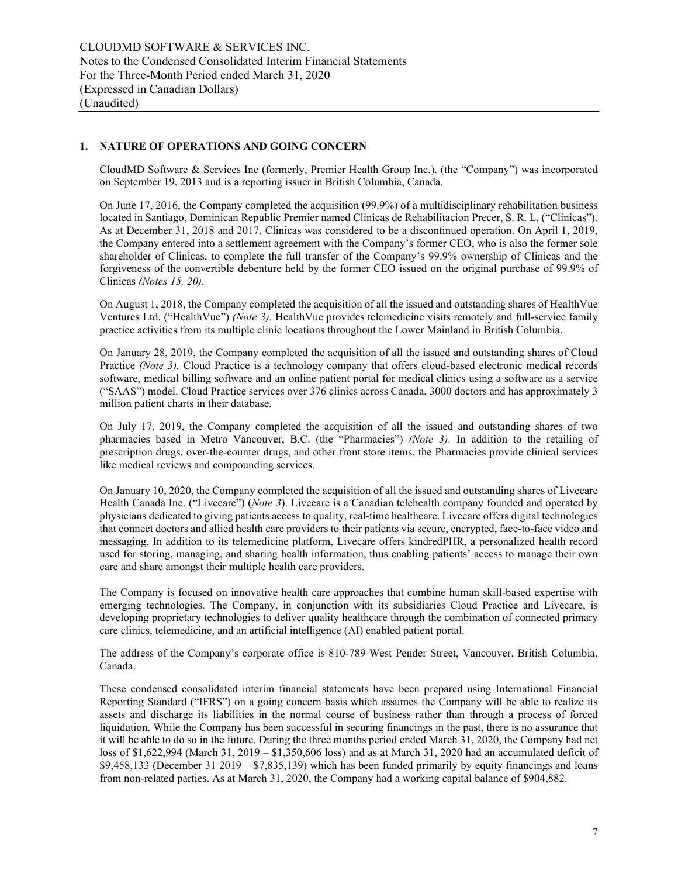## 1. NATURE OF OPERATIONS AND GOING CONCERN

CloudMD Software & Services Inc (formerly, Premier Health Group Inc.). (the "Company") was incorporated on September 19, 2013 and is a reporting issuer in British Columbia, Canada.

On June 17, 2016, the Company completed the acquisition (99.9%) of a multidisciplinary rehabilitation business located in Santiago, Dominican Republic Premier named Clinicas de Rehabilitacion Precer, S. R. L. ("Clinicas"). As at December 31, 2018 and 2017, Clinicas was considered to be a discontinued operation. On April 1, 2019, the Company entered into a settlement agreement with the Company's former CEO, who is also the former sole shareholder of Clinicas, to complete the full transfer of the Company's 99.9% ownership of Clinicas and the forgiveness of the convertible debenture held by the former CEO issued on the original purchase of 99.9% of Clinicas *(Notes 15, 20).*

On August 1, 2018, the Company completed the acquisition of all the issued and outstanding shares of HealthVue Ventures Ltd. ("HealthVue") *(Note 3).* HealthVue provides telemedicine visits remotely and full-service family practice activities from its multiple clinic locations throughout the Lower Mainland in British Columbia.

On January 28, 2019, the Company completed the acquisition of all the issued and outstanding shares of Cloud Practice *(Note 3).* Cloud Practice is a technology company that offers cloud-based electronic medical records software, medical billing software and an online patient portal for medical clinics using a software as a service ("SAAS") model. Cloud Practice services over 376 clinics across Canada, 3000 doctors and has approximately 3 million patient charts in their database.

On July 17, 2019, the Company completed the acquisition of all the issued and outstanding shares of two pharmacies based in Metro Vancouver, B.C. (the "Pharmacies") *(Note 3).* In addition to the retailing of prescription drugs, over-the-counter drugs, and other front store items, the Pharmacies provide clinical services like medical reviews and compounding services.

On January 10, 2020, the Company completed the acquisition of all the issued and outstanding shares of Livecare Health Canada Inc. ("Livecare") (*Note 3*). Livecare is a Canadian telehealth company founded and operated by physicians dedicated to giving patients access to quality, real-time healthcare. Livecare offers digital technologies that connect doctors and allied health care providers to their patients via secure, encrypted, face-to-face video and messaging. In addition to its telemedicine platform, Livecare offers kindredPHR, a personalized health record used for storing, managing, and sharing health information, thus enabling patients' access to manage their own care and share amongst their multiple health care providers.

The Company is focused on innovative health care approaches that combine human skill-based expertise with emerging technologies. The Company, in conjunction with its subsidiaries Cloud Practice and Livecare, is developing proprietary technologies to deliver quality healthcare through the combination of connected primary care clinics, telemedicine, and an artificial intelligence (AI) enabled patient portal.

The address of the Company's corporate office is 810-789 West Pender Street, Vancouver, British Columbia, Canada.

These condensed consolidated interim financial statements have been prepared using International Financial Reporting Standard ("IFRS") on a going concern basis which assumes the Company will be able to realize its assets and discharge its liabilities in the normal course of business rather than through a process of forced liquidation. While the Company has been successful in securing financings in the past, there is no assurance that it will be able to do so in the future. During the three months period ended March 31, 2020, the Company had net loss of $1,622,994 (March 31, 2019 – $1,350,606 loss) and as at March 31, 2020 had an accumulated deficit of $9,458,133 (December 31 2019 – $7,835,139) which has been funded primarily by equity financings and loans from non-related parties. As at March 31, 2020, the Company had a working capital balance of $904,882.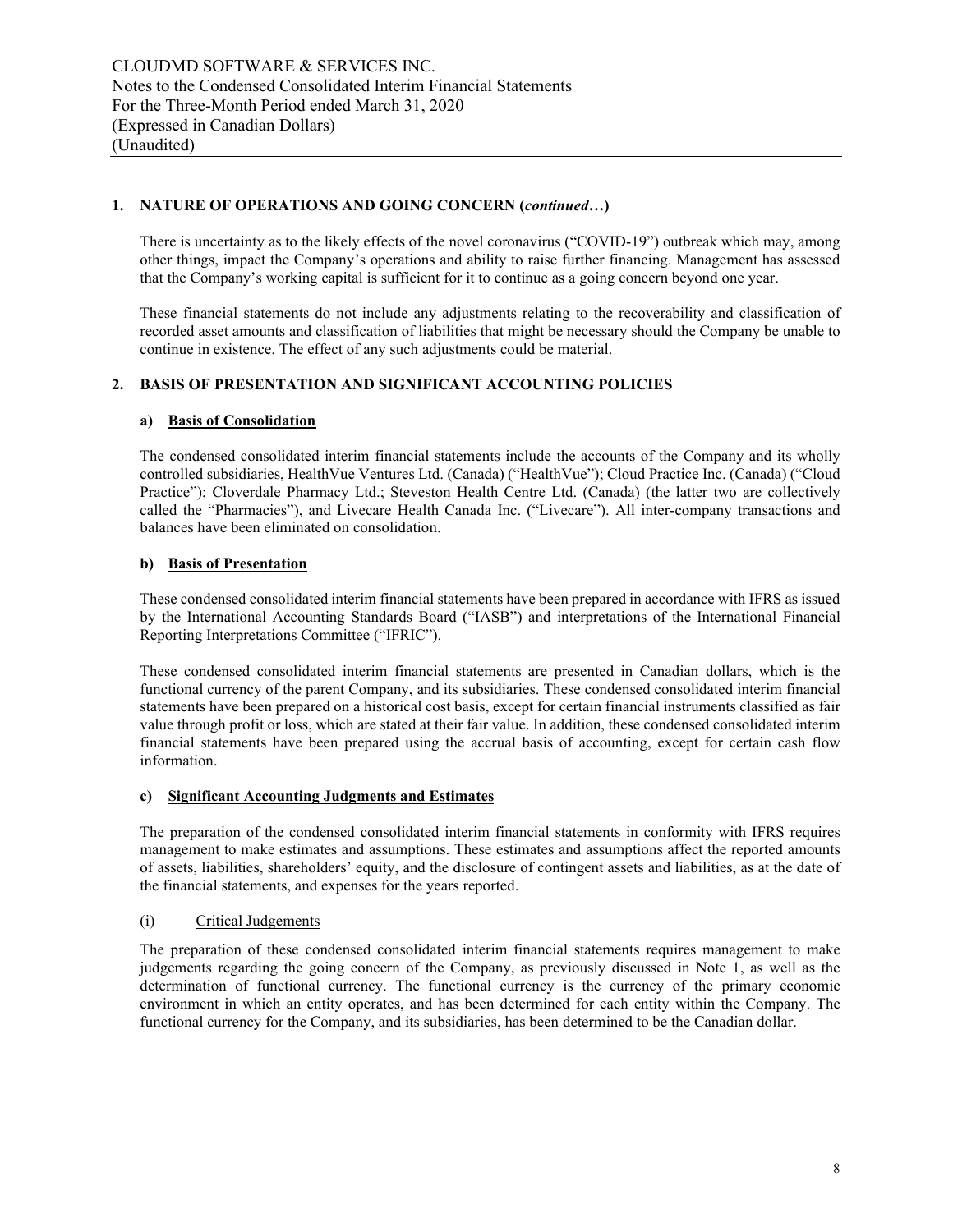## 1. NATURE OF OPERATIONS AND GOING CONCERN (*continued…*)

There is uncertainty as to the likely effects of the novel coronavirus ("COVID-19") outbreak which may, among other things, impact the Company's operations and ability to raise further financing. Management has assessed that the Company's working capital is sufficient for it to continue as a going concern beyond one year.

These financial statements do not include any adjustments relating to the recoverability and classification of recorded asset amounts and classification of liabilities that might be necessary should the Company be unable to continue in existence. The effect of any such adjustments could be material.

## 2. BASIS OF PRESENTATION AND SIGNIFICANT ACCOUNTING POLICIES

### a) Basis of Consolidation

The condensed consolidated interim financial statements include the accounts of the Company and its wholly controlled subsidiaries, HealthVue Ventures Ltd. (Canada) ("HealthVue"); Cloud Practice Inc. (Canada) ("Cloud Practice"); Cloverdale Pharmacy Ltd.; Steveston Health Centre Ltd. (Canada) (the latter two are collectively called the "Pharmacies"), and Livecare Health Canada Inc. ("Livecare"). All inter-company transactions and balances have been eliminated on consolidation.

### b) Basis of Presentation

These condensed consolidated interim financial statements have been prepared in accordance with IFRS as issued by the International Accounting Standards Board ("IASB") and interpretations of the International Financial Reporting Interpretations Committee ("IFRIC").

These condensed consolidated interim financial statements are presented in Canadian dollars, which is the functional currency of the parent Company, and its subsidiaries. These condensed consolidated interim financial statements have been prepared on a historical cost basis, except for certain financial instruments classified as fair value through profit or loss, which are stated at their fair value. In addition, these condensed consolidated interim financial statements have been prepared using the accrual basis of accounting, except for certain cash flow information.

### c) Significant Accounting Judgments and Estimates

The preparation of the condensed consolidated interim financial statements in conformity with IFRS requires management to make estimates and assumptions. These estimates and assumptions affect the reported amounts of assets, liabilities, shareholders' equity, and the disclosure of contingent assets and liabilities, as at the date of the financial statements, and expenses for the years reported.

#### (i) Critical Judgements

The preparation of these condensed consolidated interim financial statements requires management to make judgements regarding the going concern of the Company, as previously discussed in Note 1, as well as the determination of functional currency. The functional currency is the currency of the primary economic environment in which an entity operates, and has been determined for each entity within the Company. The functional currency for the Company, and its subsidiaries, has been determined to be the Canadian dollar.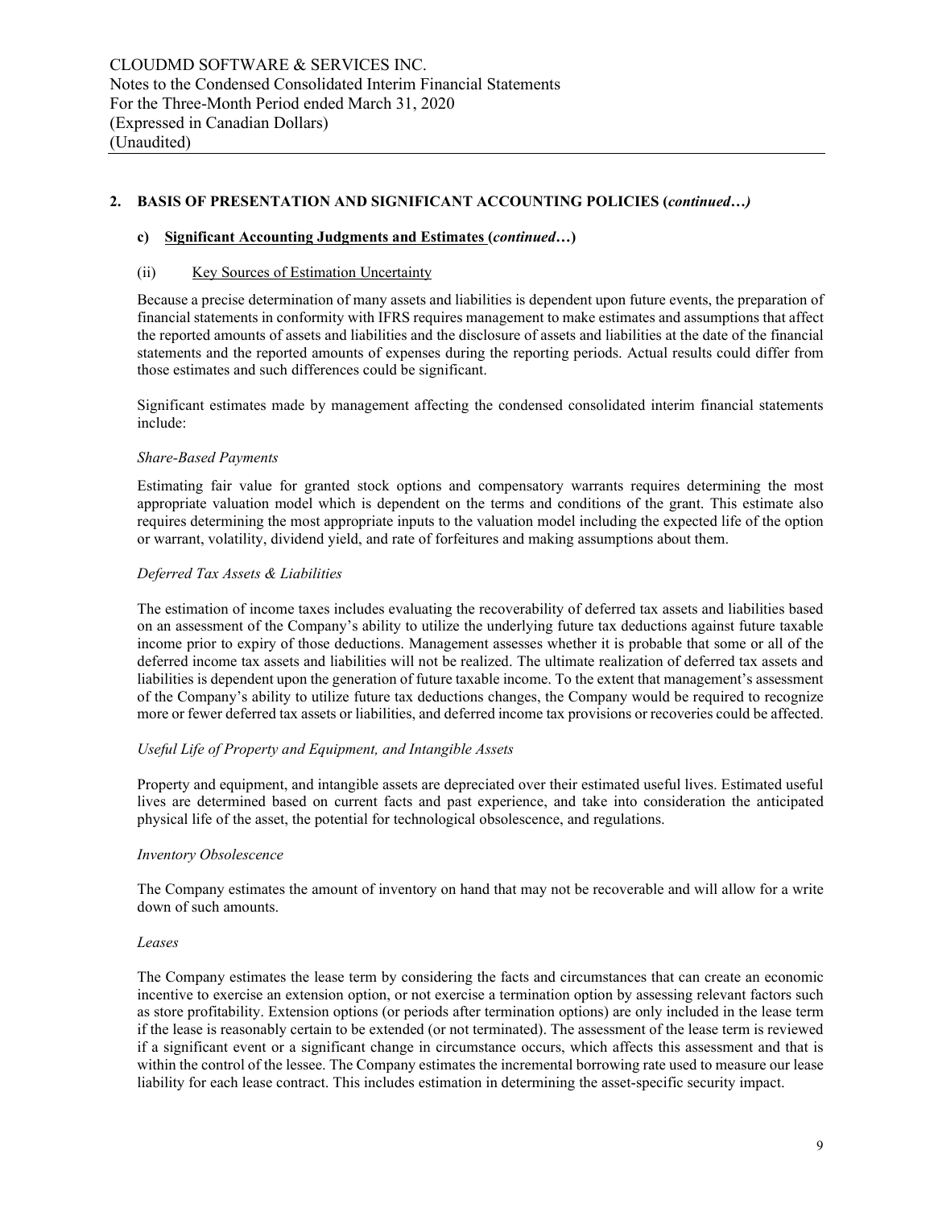## 2. BASIS OF PRESENTATION AND SIGNIFICANT ACCOUNTING POLICIES (*continued…)*

### c) Significant Accounting Judgments and Estimates (*continued…*)

#### (ii) Key Sources of Estimation Uncertainty

Because a precise determination of many assets and liabilities is dependent upon future events, the preparation of financial statements in conformity with IFRS requires management to make estimates and assumptions that affect the reported amounts of assets and liabilities and the disclosure of assets and liabilities at the date of the financial statements and the reported amounts of expenses during the reporting periods. Actual results could differ from those estimates and such differences could be significant.

Significant estimates made by management affecting the condensed consolidated interim financial statements include:

*Share-Based Payments*

Estimating fair value for granted stock options and compensatory warrants requires determining the most appropriate valuation model which is dependent on the terms and conditions of the grant. This estimate also requires determining the most appropriate inputs to the valuation model including the expected life of the option or warrant, volatility, dividend yield, and rate of forfeitures and making assumptions about them.

*Deferred Tax Assets & Liabilities*

The estimation of income taxes includes evaluating the recoverability of deferred tax assets and liabilities based on an assessment of the Company's ability to utilize the underlying future tax deductions against future taxable income prior to expiry of those deductions. Management assesses whether it is probable that some or all of the deferred income tax assets and liabilities will not be realized. The ultimate realization of deferred tax assets and liabilities is dependent upon the generation of future taxable income. To the extent that management's assessment of the Company's ability to utilize future tax deductions changes, the Company would be required to recognize more or fewer deferred tax assets or liabilities, and deferred income tax provisions or recoveries could be affected.

*Useful Life of Property and Equipment, and Intangible Assets*

Property and equipment, and intangible assets are depreciated over their estimated useful lives. Estimated useful lives are determined based on current facts and past experience, and take into consideration the anticipated physical life of the asset, the potential for technological obsolescence, and regulations.

*Inventory Obsolescence*

The Company estimates the amount of inventory on hand that may not be recoverable and will allow for a write down of such amounts.

*Leases*

The Company estimates the lease term by considering the facts and circumstances that can create an economic incentive to exercise an extension option, or not exercise a termination option by assessing relevant factors such as store profitability. Extension options (or periods after termination options) are only included in the lease term if the lease is reasonably certain to be extended (or not terminated). The assessment of the lease term is reviewed if a significant event or a significant change in circumstance occurs, which affects this assessment and that is within the control of the lessee. The Company estimates the incremental borrowing rate used to measure our lease liability for each lease contract. This includes estimation in determining the asset-specific security impact.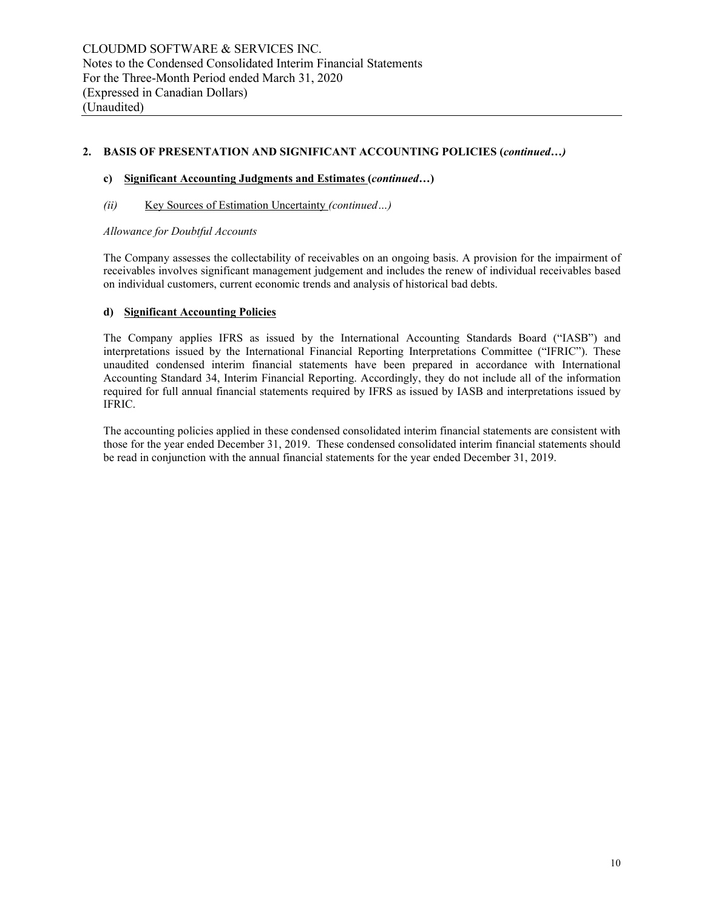## 2. BASIS OF PRESENTATION AND SIGNIFICANT ACCOUNTING POLICIES (*continued…)*

### c) Significant Accounting Judgments and Estimates (*continued…*)

*(ii)* Key Sources of Estimation Uncertainty *(continued…)*

*Allowance for Doubtful Accounts*

The Company assesses the collectability of receivables on an ongoing basis. A provision for the impairment of receivables involves significant management judgement and includes the renew of individual receivables based on individual customers, current economic trends and analysis of historical bad debts.

### d) Significant Accounting Policies

The Company applies IFRS as issued by the International Accounting Standards Board ("IASB") and interpretations issued by the International Financial Reporting Interpretations Committee ("IFRIC"). These unaudited condensed interim financial statements have been prepared in accordance with International Accounting Standard 34, Interim Financial Reporting. Accordingly, they do not include all of the information required for full annual financial statements required by IFRS as issued by IASB and interpretations issued by IFRIC.

The accounting policies applied in these condensed consolidated interim financial statements are consistent with those for the year ended December 31, 2019. These condensed consolidated interim financial statements should be read in conjunction with the annual financial statements for the year ended December 31, 2019.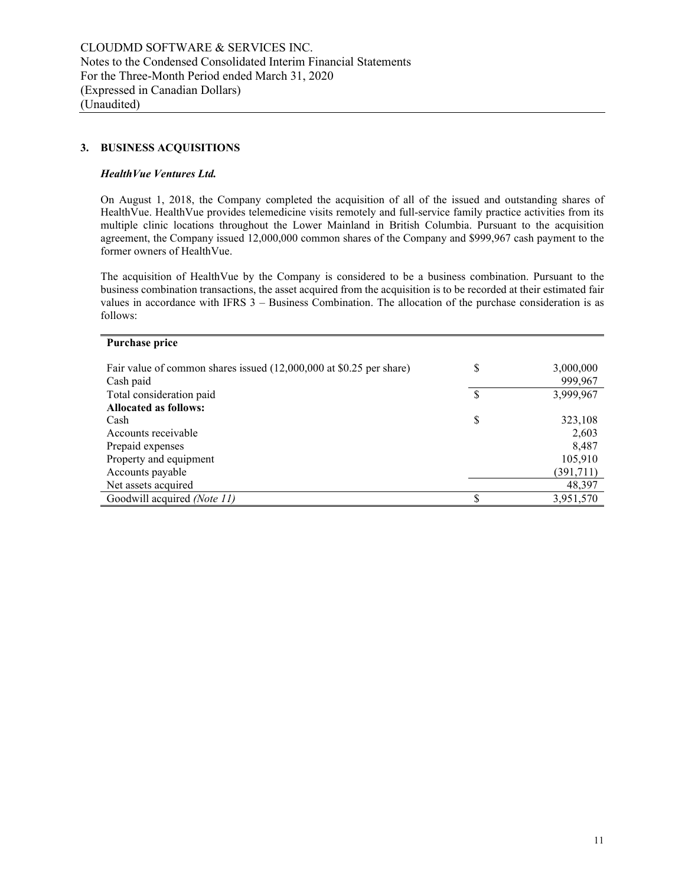## 3. BUSINESS ACQUISITIONS

### *HealthVue Ventures Ltd.*

On August 1, 2018, the Company completed the acquisition of all of the issued and outstanding shares of HealthVue. HealthVue provides telemedicine visits remotely and full-service family practice activities from its multiple clinic locations throughout the Lower Mainland in British Columbia. Pursuant to the acquisition agreement, the Company issued 12,000,000 common shares of the Company and $999,967 cash payment to the former owners of HealthVue.

The acquisition of HealthVue by the Company is considered to be a business combination. Pursuant to the business combination transactions, the asset acquired from the acquisition is to be recorded at their estimated fair values in accordance with IFRS 3 – Business Combination. The allocation of the purchase consideration is as follows:

| **Purchase price** | | |
|---|---|---|
| Fair value of common shares issued (12,000,000 at $0.25 per share) | $ | 3,000,000 |
| Cash paid | | 999,967 |
| Total consideration paid | $ | 3,999,967 |
| **Allocated as follows:** | | |
| Cash | $ | 323,108 |
| Accounts receivable | | 2,603 |
| Prepaid expenses | | 8,487 |
| Property and equipment | | 105,910 |
| Accounts payable | | (391,711) |
| Net assets acquired | | 48,397 |
| Goodwill acquired *(Note 11)* | $ | 3,951,570 |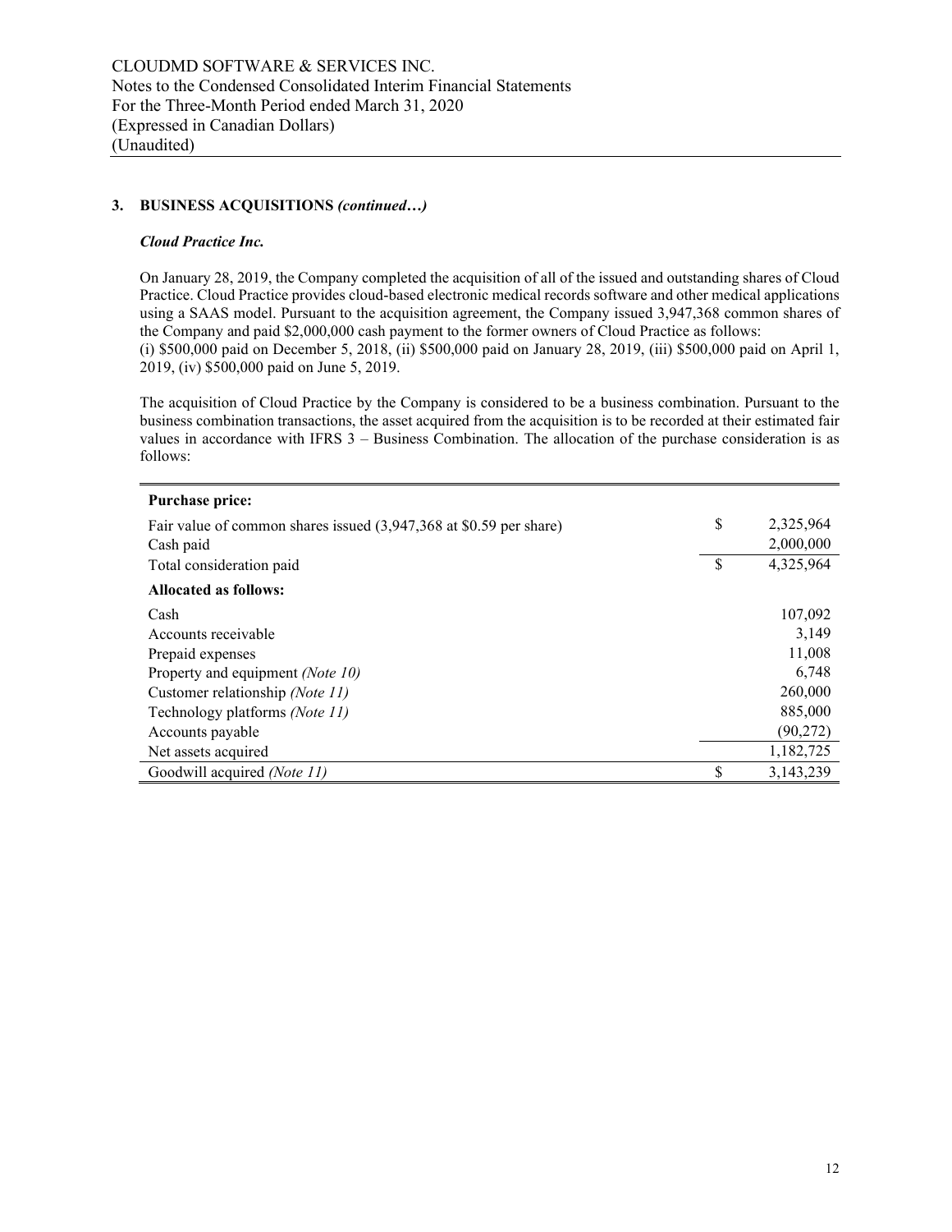## 3. BUSINESS ACQUISITIONS *(continued…)*

### *Cloud Practice Inc.*

On January 28, 2019, the Company completed the acquisition of all of the issued and outstanding shares of Cloud Practice. Cloud Practice provides cloud-based electronic medical records software and other medical applications using a SAAS model. Pursuant to the acquisition agreement, the Company issued 3,947,368 common shares of the Company and paid $2,000,000 cash payment to the former owners of Cloud Practice as follows:
(i) $500,000 paid on December 5, 2018, (ii) $500,000 paid on January 28, 2019, (iii) $500,000 paid on April 1, 2019, (iv) $500,000 paid on June 5, 2019.

The acquisition of Cloud Practice by the Company is considered to be a business combination. Pursuant to the business combination transactions, the asset acquired from the acquisition is to be recorded at their estimated fair values in accordance with IFRS 3 – Business Combination. The allocation of the purchase consideration is as follows:

| | | |
|---|---|---|
| **Purchase price:** | | |
| Fair value of common shares issued (3,947,368 at $0.59 per share) | $ | 2,325,964 |
| Cash paid | | 2,000,000 |
| Total consideration paid | $ | 4,325,964 |
| **Allocated as follows:** | | |
| Cash | | 107,092 |
| Accounts receivable | | 3,149 |
| Prepaid expenses | | 11,008 |
| Property and equipment *(Note 10)* | | 6,748 |
| Customer relationship *(Note 11)* | | 260,000 |
| Technology platforms *(Note 11)* | | 885,000 |
| Accounts payable | | (90,272) |
| Net assets acquired | | 1,182,725 |
| Goodwill acquired *(Note 11)* | $ | 3,143,239 |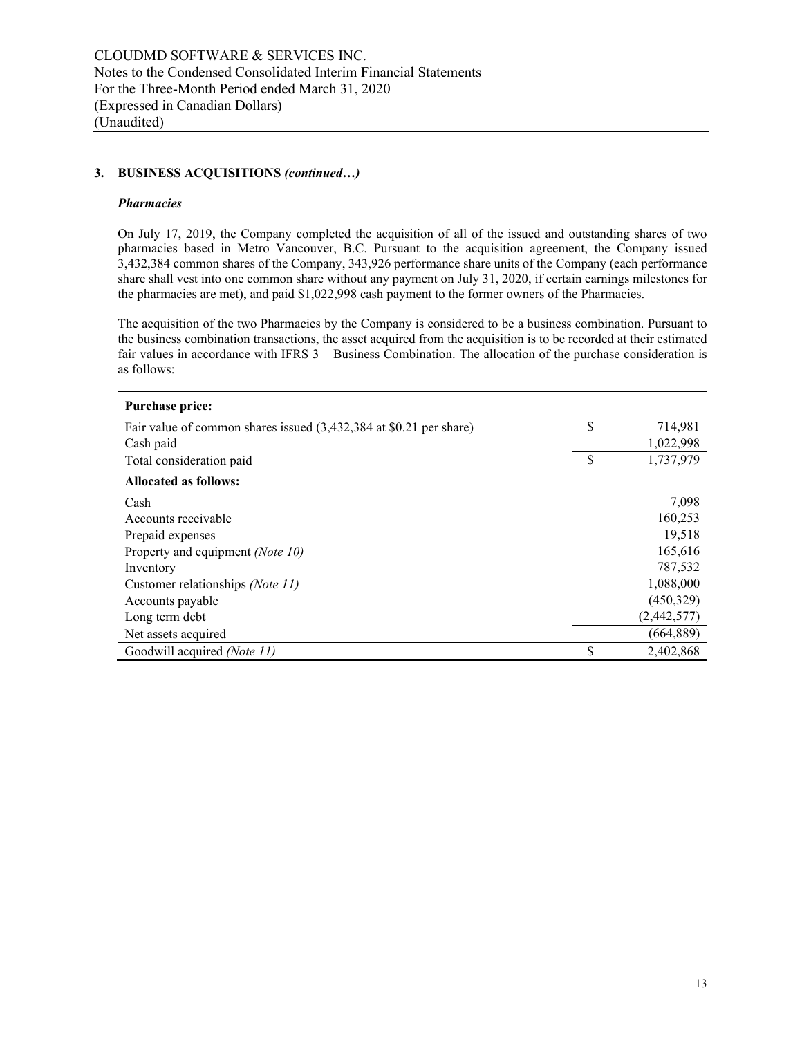## 3. BUSINESS ACQUISITIONS *(continued…)*

### *Pharmacies*

On July 17, 2019, the Company completed the acquisition of all of the issued and outstanding shares of two pharmacies based in Metro Vancouver, B.C. Pursuant to the acquisition agreement, the Company issued 3,432,384 common shares of the Company, 343,926 performance share units of the Company (each performance share shall vest into one common share without any payment on July 31, 2020, if certain earnings milestones for the pharmacies are met), and paid $1,022,998 cash payment to the former owners of the Pharmacies.

The acquisition of the two Pharmacies by the Company is considered to be a business combination. Pursuant to the business combination transactions, the asset acquired from the acquisition is to be recorded at their estimated fair values in accordance with IFRS 3 – Business Combination. The allocation of the purchase consideration is as follows:

| | |
|---|---|
| **Purchase price:** | |
| Fair value of common shares issued (3,432,384 at $0.21 per share) | $ 714,981 |
| Cash paid | 1,022,998 |
| Total consideration paid | $ 1,737,979 |
| **Allocated as follows:** | |
| Cash | 7,098 |
| Accounts receivable | 160,253 |
| Prepaid expenses | 19,518 |
| Property and equipment *(Note 10)* | 165,616 |
| Inventory | 787,532 |
| Customer relationships *(Note 11)* | 1,088,000 |
| Accounts payable | (450,329) |
| Long term debt | (2,442,577) |
| Net assets acquired | (664,889) |
| Goodwill acquired *(Note 11)* | $ 2,402,868 |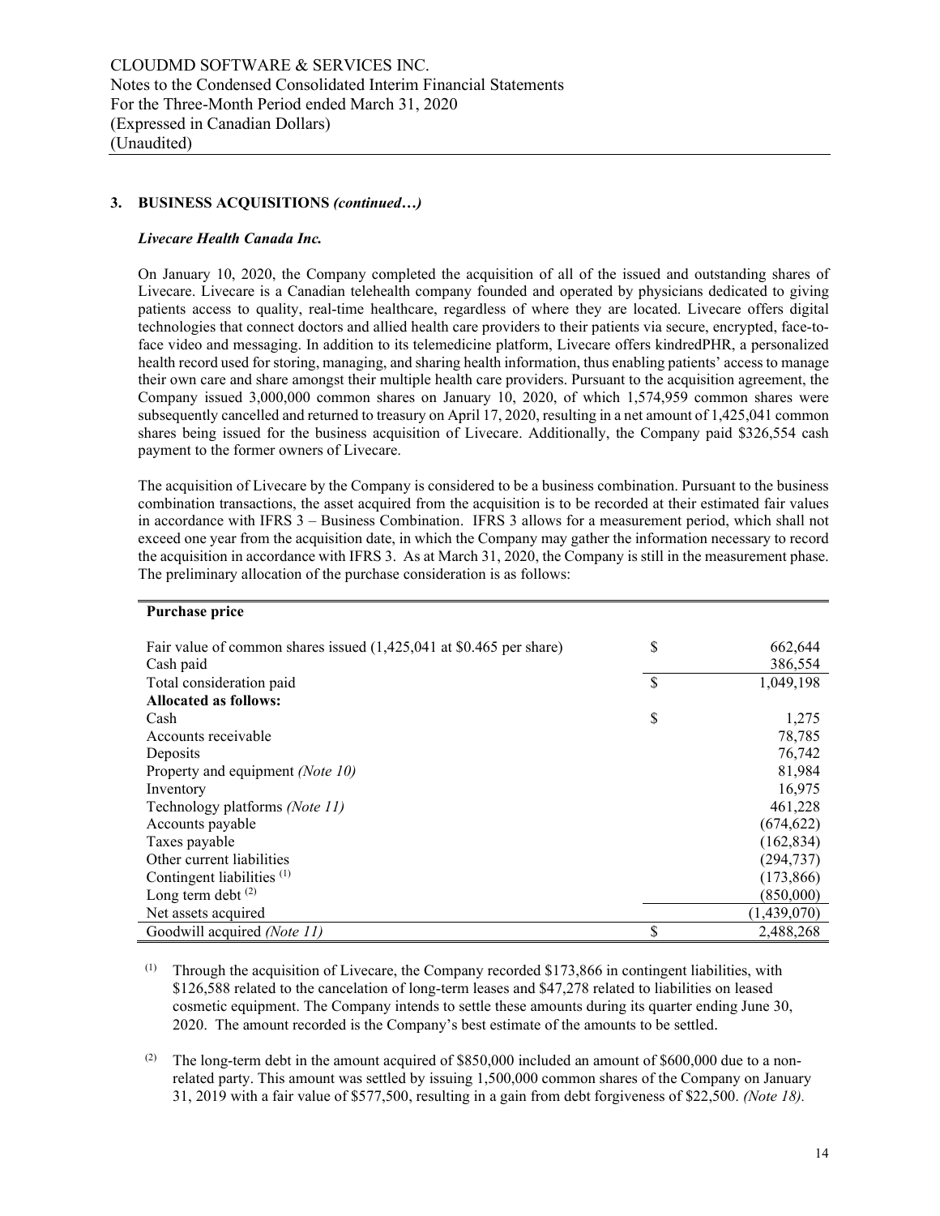## 3. BUSINESS ACQUISITIONS *(continued…)*

### *Livecare Health Canada Inc.*

On January 10, 2020, the Company completed the acquisition of all of the issued and outstanding shares of Livecare. Livecare is a Canadian telehealth company founded and operated by physicians dedicated to giving patients access to quality, real-time healthcare, regardless of where they are located. Livecare offers digital technologies that connect doctors and allied health care providers to their patients via secure, encrypted, face-to-face video and messaging. In addition to its telemedicine platform, Livecare offers kindredPHR, a personalized health record used for storing, managing, and sharing health information, thus enabling patients' access to manage their own care and share amongst their multiple health care providers. Pursuant to the acquisition agreement, the Company issued 3,000,000 common shares on January 10, 2020, of which 1,574,959 common shares were subsequently cancelled and returned to treasury on April 17, 2020, resulting in a net amount of 1,425,041 common shares being issued for the business acquisition of Livecare. Additionally, the Company paid $326,554 cash payment to the former owners of Livecare.

The acquisition of Livecare by the Company is considered to be a business combination. Pursuant to the business combination transactions, the asset acquired from the acquisition is to be recorded at their estimated fair values in accordance with IFRS 3 – Business Combination. IFRS 3 allows for a measurement period, which shall not exceed one year from the acquisition date, in which the Company may gather the information necessary to record the acquisition in accordance with IFRS 3. As at March 31, 2020, the Company is still in the measurement phase. The preliminary allocation of the purchase consideration is as follows:

| **Purchase price** | | |
|---|---|---|
| Fair value of common shares issued (1,425,041 at $0.465 per share) | $ | 662,644 |
| Cash paid | | 386,554 |
| Total consideration paid | $ | 1,049,198 |
| **Allocated as follows:** | | |
| Cash | $ | 1,275 |
| Accounts receivable | | 78,785 |
| Deposits | | 76,742 |
| Property and equipment *(Note 10)* | | 81,984 |
| Inventory | | 16,975 |
| Technology platforms *(Note 11)* | | 461,228 |
| Accounts payable | | (674,622) |
| Taxes payable | | (162,834) |
| Other current liabilities | | (294,737) |
| Contingent liabilities [(1)] | | (173,866) |
| Long term debt [(2)] | | (850,000) |
| Net assets acquired | | (1,439,070) |
| Goodwill acquired *(Note 11)* | $ | 2,488,268 |

(1) Through the acquisition of Livecare, the Company recorded $173,866 in contingent liabilities, with $126,588 related to the cancelation of long-term leases and $47,278 related to liabilities on leased cosmetic equipment. The Company intends to settle these amounts during its quarter ending June 30, 2020. The amount recorded is the Company's best estimate of the amounts to be settled.

(2) The long-term debt in the amount acquired of $850,000 included an amount of $600,000 due to a non-related party. This amount was settled by issuing 1,500,000 common shares of the Company on January 31, 2019 with a fair value of $577,500, resulting in a gain from debt forgiveness of $22,500. *(Note 18).*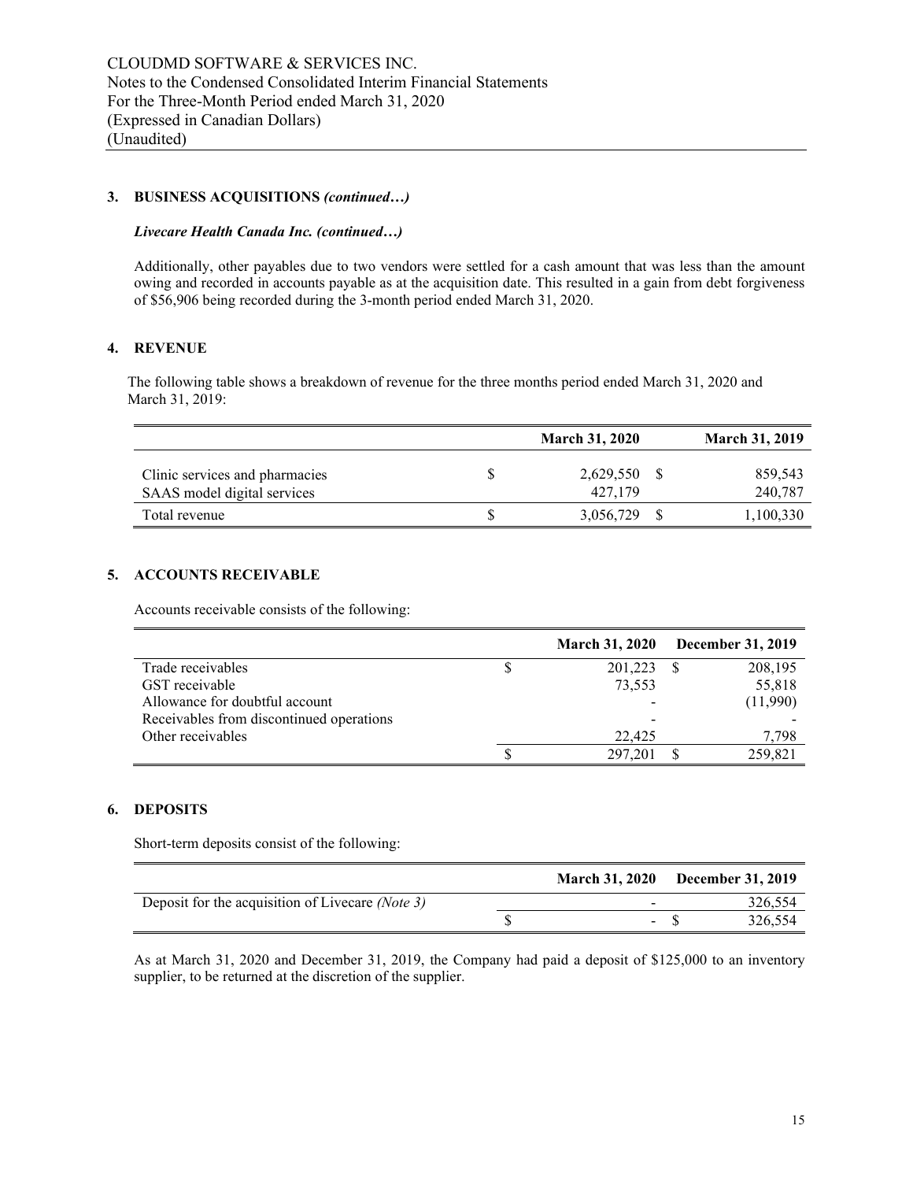## 3. BUSINESS ACQUISITIONS *(continued…)*

***Livecare Health Canada Inc. (continued…)***

Additionally, other payables due to two vendors were settled for a cash amount that was less than the amount owing and recorded in accounts payable as at the acquisition date. This resulted in a gain from debt forgiveness of $56,906 being recorded during the 3-month period ended March 31, 2020.

## 4. REVENUE

The following table shows a breakdown of revenue for the three months period ended March 31, 2020 and March 31, 2019:

| | | March 31, 2020 | | March 31, 2019 |
|---|---|---|---|---|
| Clinic services and pharmacies | $ | 2,629,550 | $ | 859,543 |
| SAAS model digital services | | 427,179 | | 240,787 |
| Total revenue | $ | 3,056,729 | $ | 1,100,330 |

## 5. ACCOUNTS RECEIVABLE

Accounts receivable consists of the following:

| | | March 31, 2020 | | December 31, 2019 |
|---|---|---|---|---|
| Trade receivables | $ | 201,223 | $ | 208,195 |
| GST receivable | | 73,553 | | 55,818 |
| Allowance for doubtful account | | - | | (11,990) |
| Receivables from discontinued operations | | - | | - |
| Other receivables | | 22,425 | | 7,798 |
| | $ | 297,201 | $ | 259,821 |

## 6. DEPOSITS

Short-term deposits consist of the following:

| | | March 31, 2020 | | December 31, 2019 |
|---|---|---|---|---|
| Deposit for the acquisition of Livecare *(Note 3)* | | - | | 326,554 |
| | $ | - | $ | 326,554 |

As at March 31, 2020 and December 31, 2019, the Company had paid a deposit of $125,000 to an inventory supplier, to be returned at the discretion of the supplier.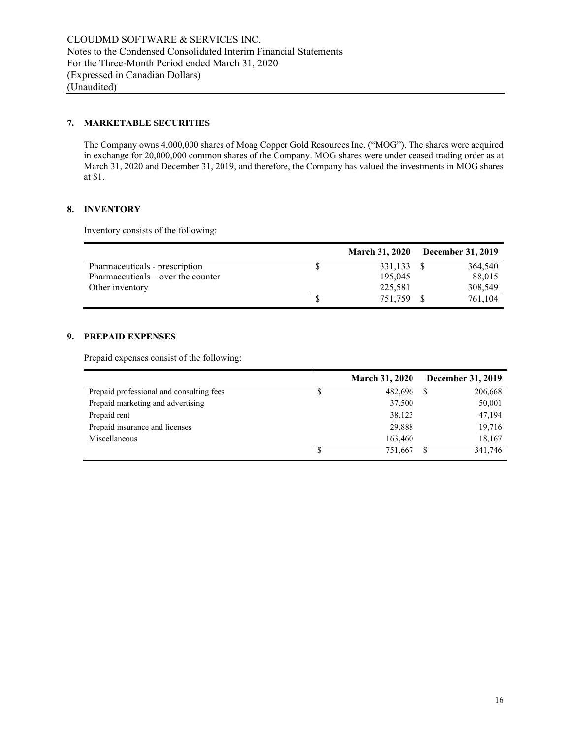## 7. MARKETABLE SECURITIES

The Company owns 4,000,000 shares of Moag Copper Gold Resources Inc. ("MOG"). The shares were acquired in exchange for 20,000,000 common shares of the Company. MOG shares were under ceased trading order as at March 31, 2020 and December 31, 2019, and therefore, the Company has valued the investments in MOG shares at $1.

## 8. INVENTORY

Inventory consists of the following:

| | March 31, 2020 | December 31, 2019 |
|---|---|---|
| Pharmaceuticals - prescription | $ 331,133 | $ 364,540 |
| Pharmaceuticals – over the counter | 195,045 | 88,015 |
| Other inventory | 225,581 | 308,549 |
| | $ 751,759 | $ 761,104 |

## 9. PREPAID EXPENSES

Prepaid expenses consist of the following:

| | March 31, 2020 | December 31, 2019 |
|---|---|---|
| Prepaid professional and consulting fees | $ 482,696 | $ 206,668 |
| Prepaid marketing and advertising | 37,500 | 50,001 |
| Prepaid rent | 38,123 | 47,194 |
| Prepaid insurance and licenses | 29,888 | 19,716 |
| Miscellaneous | 163,460 | 18,167 |
| | $ 751,667 | $ 341,746 |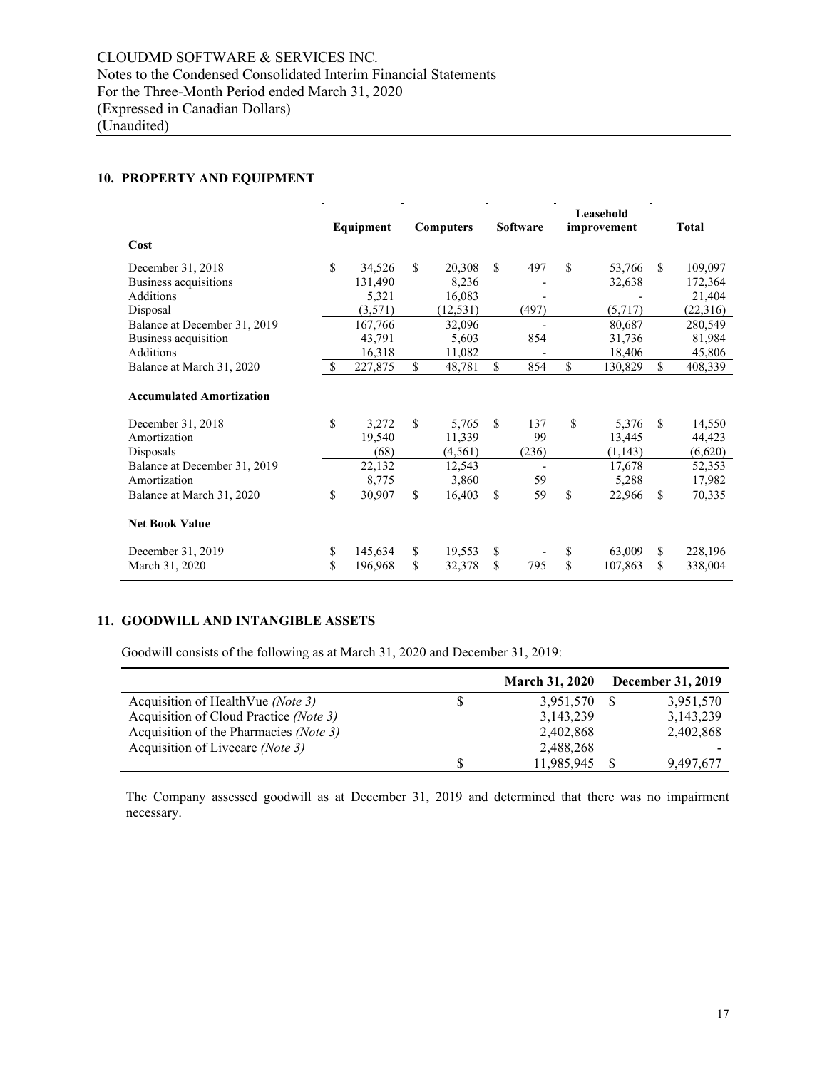## 10. PROPERTY AND EQUIPMENT

| | Equipment | Computers | Software | Leasehold improvement | Total |
|---|---|---|---|---|---|
| **Cost** | | | | | |
| December 31, 2018 | $ 34,526 | $ 20,308 | $ 497 | $ 53,766 | $ 109,097 |
| Business acquisitions | 131,490 | 8,236 | - | 32,638 | 172,364 |
| Additions | 5,321 | 16,083 | - | - | 21,404 |
| Disposal | (3,571) | (12,531) | (497) | (5,717) | (22,316) |
| Balance at December 31, 2019 | 167,766 | 32,096 | - | 80,687 | 280,549 |
| Business acquisition | 43,791 | 5,603 | 854 | 31,736 | 81,984 |
| Additions | 16,318 | 11,082 | - | 18,406 | 45,806 |
| Balance at March 31, 2020 | $ 227,875 | $ 48,781 | $ 854 | $ 130,829 | $ 408,339 |
| **Accumulated Amortization** | | | | | |
| December 31, 2018 | $ 3,272 | $ 5,765 | $ 137 | $ 5,376 | $ 14,550 |
| Amortization | 19,540 | 11,339 | 99 | 13,445 | 44,423 |
| Disposals | (68) | (4,561) | (236) | (1,143) | (6,620) |
| Balance at December 31, 2019 | 22,132 | 12,543 | - | 17,678 | 52,353 |
| Amortization | 8,775 | 3,860 | 59 | 5,288 | 17,982 |
| Balance at March 31, 2020 | $ 30,907 | $ 16,403 | $ 59 | $ 22,966 | $ 70,335 |
| **Net Book Value** | | | | | |
| December 31, 2019 | $ 145,634 | $ 19,553 | $ - | $ 63,009 | $ 228,196 |
| March 31, 2020 | $ 196,968 | $ 32,378 | $ 795 | $ 107,863 | $ 338,004 |

## 11. GOODWILL AND INTANGIBLE ASSETS

Goodwill consists of the following as at March 31, 2020 and December 31, 2019:

| | March 31, 2020 | December 31, 2019 |
|---|---|---|
| Acquisition of HealthVue *(Note 3)* | $ 3,951,570 | $ 3,951,570 |
| Acquisition of Cloud Practice *(Note 3)* | 3,143,239 | 3,143,239 |
| Acquisition of the Pharmacies *(Note 3)* | 2,402,868 | 2,402,868 |
| Acquisition of Livecare *(Note 3)* | 2,488,268 | - |
| | $ 11,985,945 | $ 9,497,677 |

The Company assessed goodwill as at December 31, 2019 and determined that there was no impairment necessary.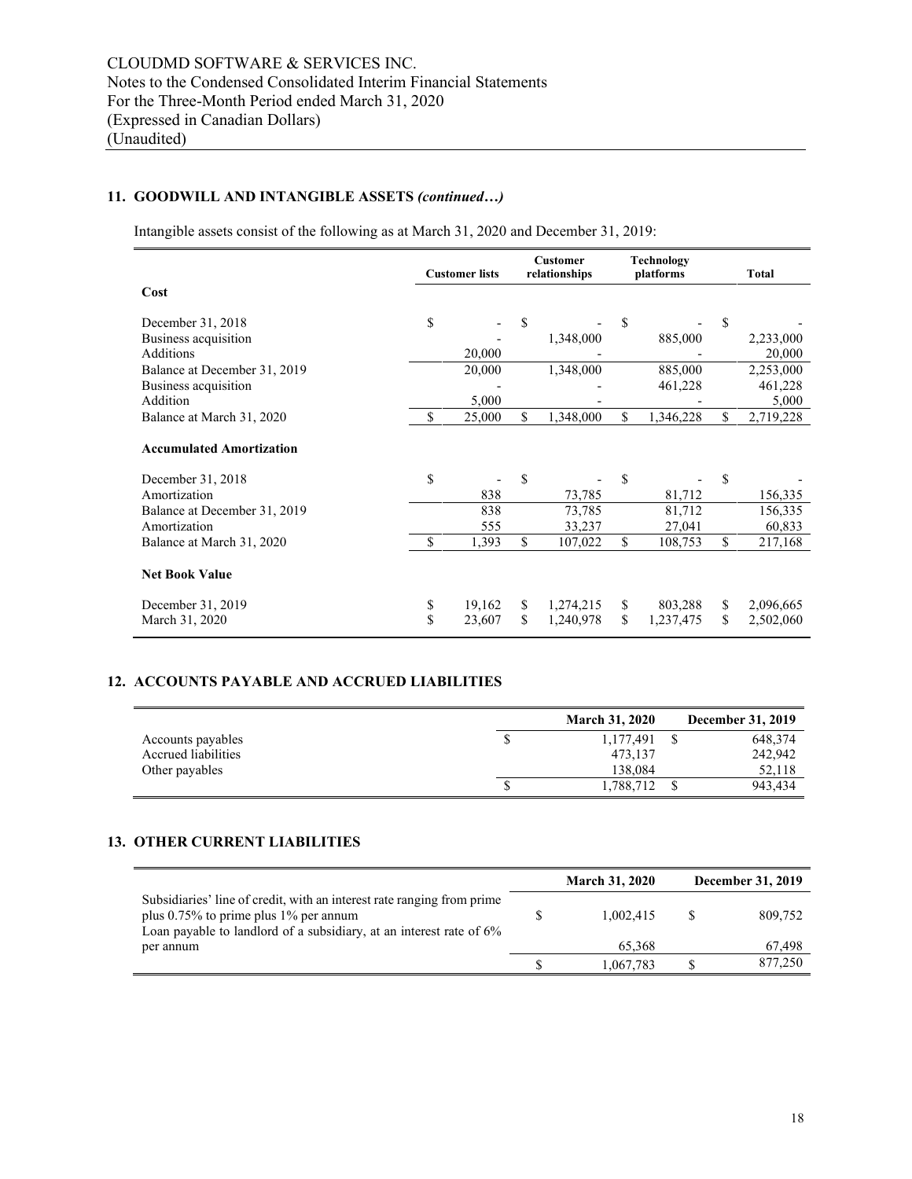## 11. GOODWILL AND INTANGIBLE ASSETS *(continued…)*

Intangible assets consist of the following as at March 31, 2020 and December 31, 2019:

| | Customer lists | Customer relationships | Technology platforms | Total |
|---|---|---|---|---|
| **Cost** | | | | |
| December 31, 2018 | $ - | $ - | $ - | $ - |
| Business acquisition | - | 1,348,000 | 885,000 | 2,233,000 |
| Additions | 20,000 | - | - | 20,000 |
| Balance at December 31, 2019 | 20,000 | 1,348,000 | 885,000 | 2,253,000 |
| Business acquisition | - | - | 461,228 | 461,228 |
| Addition | 5,000 | - | - | 5,000 |
| Balance at March 31, 2020 | $ 25,000 | $ 1,348,000 | $ 1,346,228 | $ 2,719,228 |
| **Accumulated Amortization** | | | | |
| December 31, 2018 | $ - | $ - | $ - | $ - |
| Amortization | 838 | 73,785 | 81,712 | 156,335 |
| Balance at December 31, 2019 | 838 | 73,785 | 81,712 | 156,335 |
| Amortization | 555 | 33,237 | 27,041 | 60,833 |
| Balance at March 31, 2020 | $ 1,393 | $ 107,022 | $ 108,753 | $ 217,168 |
| **Net Book Value** | | | | |
| December 31, 2019 | $ 19,162 | $ 1,274,215 | $ 803,288 | $ 2,096,665 |
| March 31, 2020 | $ 23,607 | $ 1,240,978 | $ 1,237,475 | $ 2,502,060 |

## 12. ACCOUNTS PAYABLE AND ACCRUED LIABILITIES

| | March 31, 2020 | December 31, 2019 |
|---|---|---|
| Accounts payables | $ 1,177,491 | $ 648,374 |
| Accrued liabilities | 473,137 | 242,942 |
| Other payables | 138,084 | 52,118 |
| | $ 1,788,712 | $ 943,434 |

## 13. OTHER CURRENT LIABILITIES

| | March 31, 2020 | December 31, 2019 |
|---|---|---|
| Subsidiaries' line of credit, with an interest rate ranging from prime plus 0.75% to prime plus 1% per annum | $ 1,002,415 | $ 809,752 |
| Loan payable to landlord of a subsidiary, at an interest rate of 6% per annum | 65,368 | 67,498 |
| | $ 1,067,783 | $ 877,250 |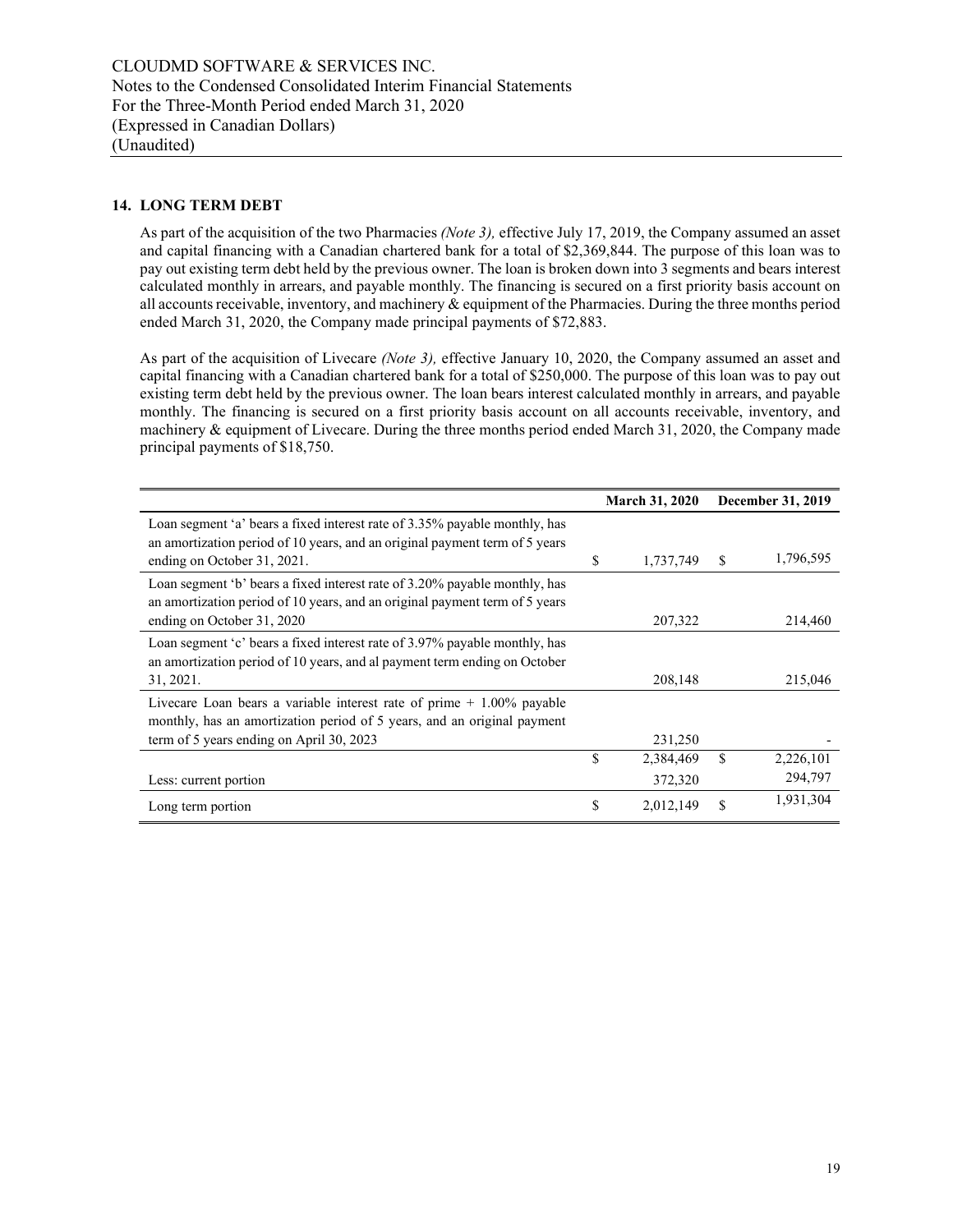## 14. LONG TERM DEBT

As part of the acquisition of the two Pharmacies *(Note 3),* effective July 17, 2019, the Company assumed an asset and capital financing with a Canadian chartered bank for a total of $2,369,844. The purpose of this loan was to pay out existing term debt held by the previous owner. The loan is broken down into 3 segments and bears interest calculated monthly in arrears, and payable monthly. The financing is secured on a first priority basis account on all accounts receivable, inventory, and machinery & equipment of the Pharmacies. During the three months period ended March 31, 2020, the Company made principal payments of $72,883.

As part of the acquisition of Livecare *(Note 3),* effective January 10, 2020, the Company assumed an asset and capital financing with a Canadian chartered bank for a total of $250,000. The purpose of this loan was to pay out existing term debt held by the previous owner. The loan bears interest calculated monthly in arrears, and payable monthly. The financing is secured on a first priority basis account on all accounts receivable, inventory, and machinery & equipment of Livecare. During the three months period ended March 31, 2020, the Company made principal payments of $18,750.

| | March 31, 2020 | December 31, 2019 |
|---|---|---|
| Loan segment 'a' bears a fixed interest rate of 3.35% payable monthly, has an amortization period of 10 years, and an original payment term of 5 years ending on October 31, 2021. | $ 1,737,749 | $ 1,796,595 |
| Loan segment 'b' bears a fixed interest rate of 3.20% payable monthly, has an amortization period of 10 years, and an original payment term of 5 years ending on October 31, 2020 | 207,322 | 214,460 |
| Loan segment 'c' bears a fixed interest rate of 3.97% payable monthly, has an amortization period of 10 years, and al payment term ending on October 31, 2021. | 208,148 | 215,046 |
| Livecare Loan bears a variable interest rate of prime + 1.00% payable monthly, has an amortization period of 5 years, and an original payment term of 5 years ending on April 30, 2023 | 231,250 | - |
| | $ 2,384,469 | $ 2,226,101 |
| Less: current portion | 372,320 | 294,797 |
| Long term portion | $ 2,012,149 | $ 1,931,304 |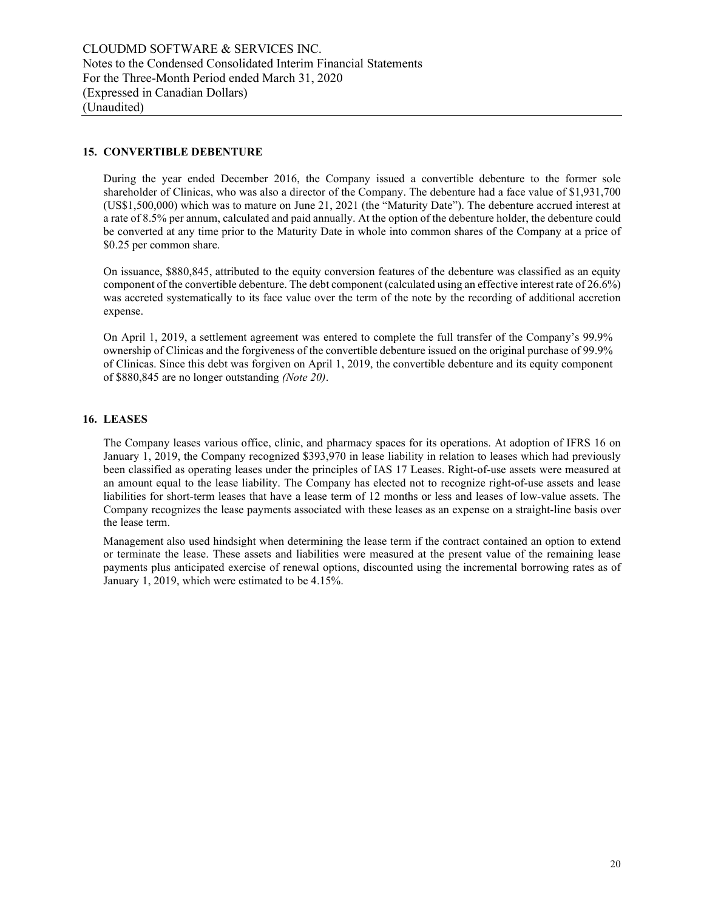## 15. CONVERTIBLE DEBENTURE

During the year ended December 2016, the Company issued a convertible debenture to the former sole shareholder of Clinicas, who was also a director of the Company. The debenture had a face value of \$1,931,700 (US\$1,500,000) which was to mature on June 21, 2021 (the "Maturity Date"). The debenture accrued interest at a rate of 8.5% per annum, calculated and paid annually. At the option of the debenture holder, the debenture could be converted at any time prior to the Maturity Date in whole into common shares of the Company at a price of \$0.25 per common share.

On issuance, \$880,845, attributed to the equity conversion features of the debenture was classified as an equity component of the convertible debenture. The debt component (calculated using an effective interest rate of 26.6%) was accreted systematically to its face value over the term of the note by the recording of additional accretion expense.

On April 1, 2019, a settlement agreement was entered to complete the full transfer of the Company's 99.9% ownership of Clinicas and the forgiveness of the convertible debenture issued on the original purchase of 99.9% of Clinicas. Since this debt was forgiven on April 1, 2019, the convertible debenture and its equity component of \$880,845 are no longer outstanding *(Note 20)*.

## 16. LEASES

The Company leases various office, clinic, and pharmacy spaces for its operations. At adoption of IFRS 16 on January 1, 2019, the Company recognized \$393,970 in lease liability in relation to leases which had previously been classified as operating leases under the principles of IAS 17 Leases. Right-of-use assets were measured at an amount equal to the lease liability. The Company has elected not to recognize right-of-use assets and lease liabilities for short-term leases that have a lease term of 12 months or less and leases of low-value assets. The Company recognizes the lease payments associated with these leases as an expense on a straight-line basis over the lease term.

Management also used hindsight when determining the lease term if the contract contained an option to extend or terminate the lease. These assets and liabilities were measured at the present value of the remaining lease payments plus anticipated exercise of renewal options, discounted using the incremental borrowing rates as of January 1, 2019, which were estimated to be 4.15%.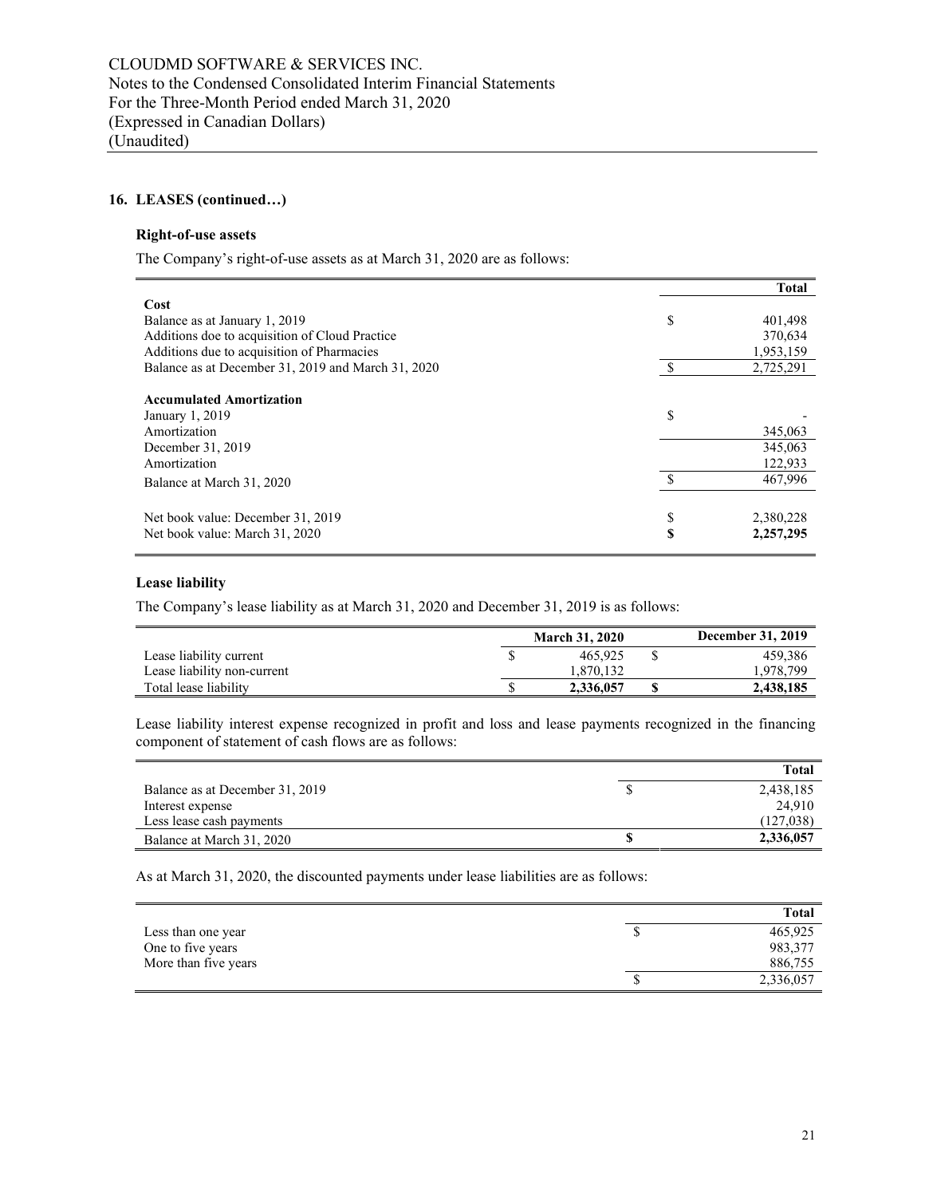## 16. LEASES (continued…)

### Right-of-use assets

The Company's right-of-use assets as at March 31, 2020 are as follows:

| | | Total |
|---|---|---|
| **Cost** | | |
| Balance as at January 1, 2019 | $ | 401,498 |
| Additions doe to acquisition of Cloud Practice | | 370,634 |
| Additions due to acquisition of Pharmacies | | 1,953,159 |
| Balance as at December 31, 2019 and March 31, 2020 | $ | 2,725,291 |
| | | |
| **Accumulated Amortization** | | |
| January 1, 2019 | $ | - |
| Amortization | | 345,063 |
| December 31, 2019 | | 345,063 |
| Amortization | | 122,933 |
| Balance at March 31, 2020 | $ | 467,996 |
| | | |
| Net book value: December 31, 2019 | $ | 2,380,228 |
| Net book value: March 31, 2020 | **$** | **2,257,295** |

### Lease liability

The Company's lease liability as at March 31, 2020 and December 31, 2019 is as follows:

| | | March 31, 2020 | | December 31, 2019 |
|---|---|---|---|---|
| Lease liability current | $ | 465,925 | $ | 459,386 |
| Lease liability non-current | | 1,870,132 | | 1,978,799 |
| Total lease liability | $ | **2,336,057** | **$** | **2,438,185** |

Lease liability interest expense recognized in profit and loss and lease payments recognized in the financing component of statement of cash flows are as follows:

| | | Total |
|---|---|---|
| Balance as at December 31, 2019 | $ | 2,438,185 |
| Interest expense | | 24,910 |
| Less lease cash payments | | (127,038) |
| Balance at March 31, 2020 | **$** | **2,336,057** |

As at March 31, 2020, the discounted payments under lease liabilities are as follows:

| | | Total |
|---|---|---|
| Less than one year | $ | 465,925 |
| One to five years | | 983,377 |
| More than five years | | 886,755 |
| | $ | 2,336,057 |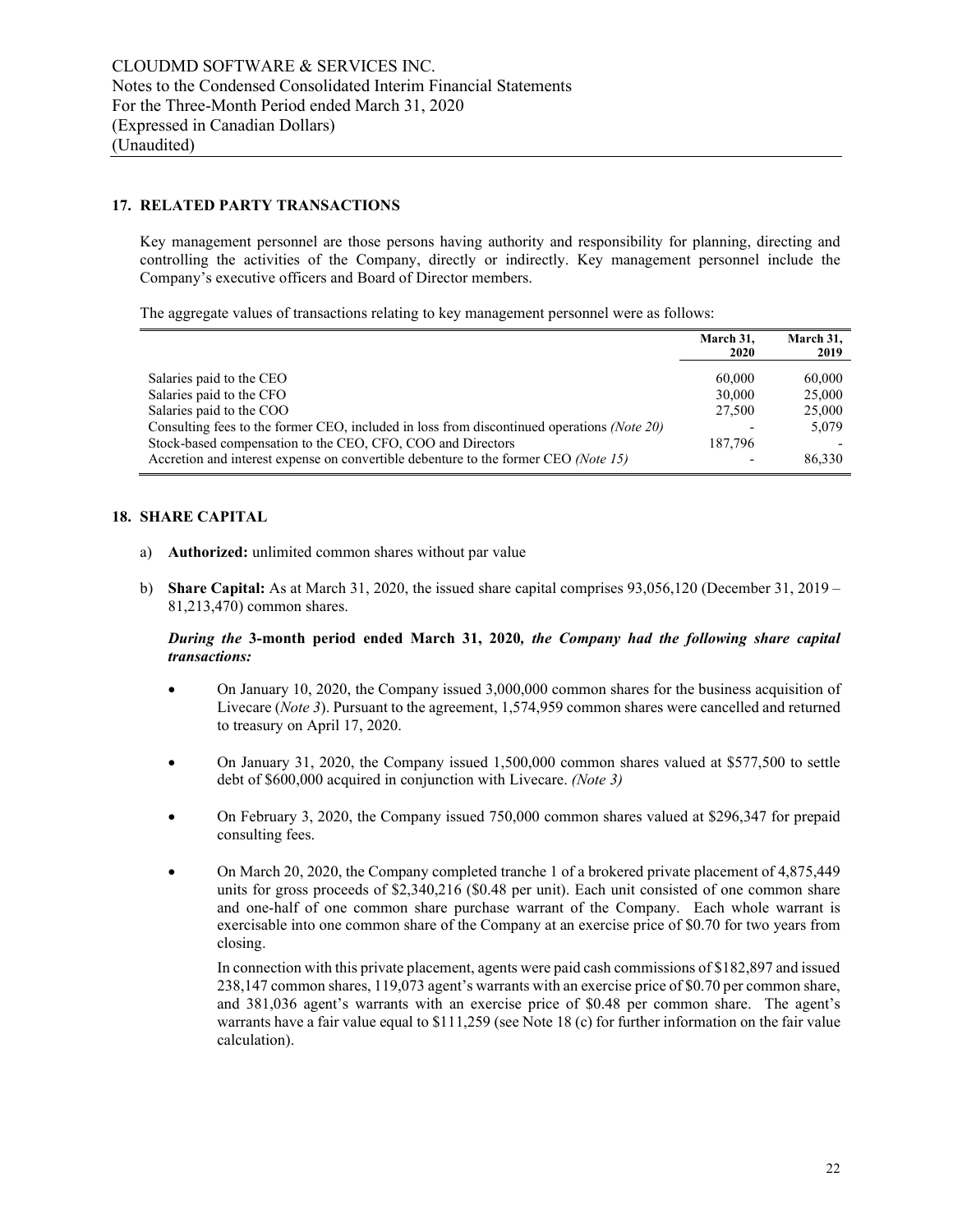## 17. RELATED PARTY TRANSACTIONS

Key management personnel are those persons having authority and responsibility for planning, directing and controlling the activities of the Company, directly or indirectly. Key management personnel include the Company's executive officers and Board of Director members.

The aggregate values of transactions relating to key management personnel were as follows:

| | March 31, 2020 | March 31, 2019 |
|---|---|---|
| Salaries paid to the CEO | 60,000 | 60,000 |
| Salaries paid to the CFO | 30,000 | 25,000 |
| Salaries paid to the COO | 27,500 | 25,000 |
| Consulting fees to the former CEO, included in loss from discontinued operations *(Note 20)* | - | 5,079 |
| Stock-based compensation to the CEO, CFO, COO and Directors | 187,796 | - |
| Accretion and interest expense on convertible debenture to the former CEO *(Note 15)* | - | 86,330 |

## 18. SHARE CAPITAL

a) **Authorized:** unlimited common shares without par value

b) **Share Capital:** As at March 31, 2020, the issued share capital comprises 93,056,120 (December 31, 2019 – 81,213,470) common shares.

***During the* 3-month period ended March 31, 2020*, the Company had the following share capital transactions:***

- On January 10, 2020, the Company issued 3,000,000 common shares for the business acquisition of Livecare (*Note 3*). Pursuant to the agreement, 1,574,959 common shares were cancelled and returned to treasury on April 17, 2020.

- On January 31, 2020, the Company issued 1,500,000 common shares valued at $577,500 to settle debt of $600,000 acquired in conjunction with Livecare. *(Note 3)*

- On February 3, 2020, the Company issued 750,000 common shares valued at $296,347 for prepaid consulting fees.

- On March 20, 2020, the Company completed tranche 1 of a brokered private placement of 4,875,449 units for gross proceeds of $2,340,216 ($0.48 per unit). Each unit consisted of one common share and one-half of one common share purchase warrant of the Company. Each whole warrant is exercisable into one common share of the Company at an exercise price of $0.70 for two years from closing.

  In connection with this private placement, agents were paid cash commissions of $182,897 and issued 238,147 common shares, 119,073 agent's warrants with an exercise price of $0.70 per common share, and 381,036 agent's warrants with an exercise price of $0.48 per common share. The agent's warrants have a fair value equal to $111,259 (see Note 18 (c) for further information on the fair value calculation).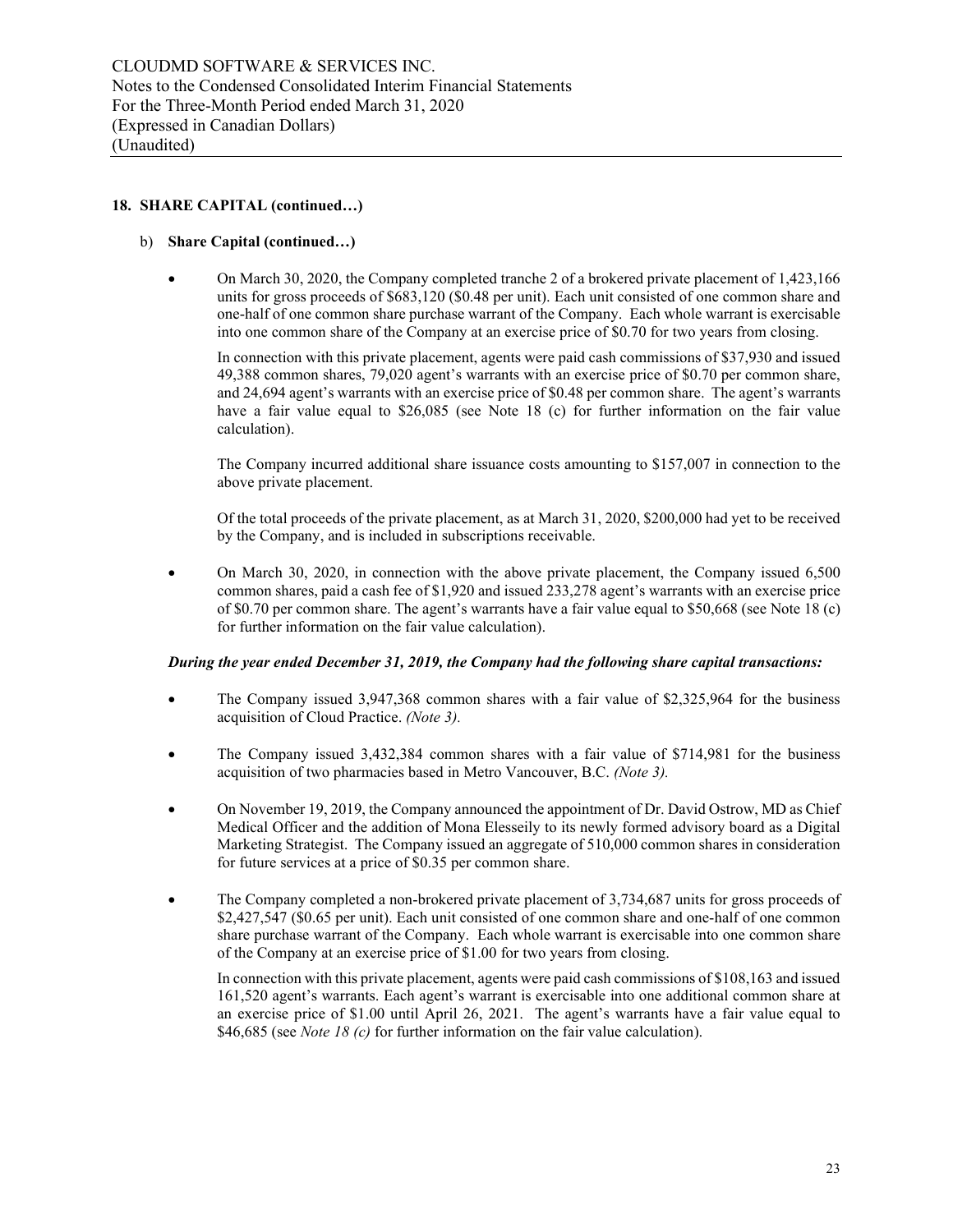## 18. SHARE CAPITAL (continued…)

b) **Share Capital (continued…)**

- On March 30, 2020, the Company completed tranche 2 of a brokered private placement of 1,423,166 units for gross proceeds of $683,120 ($0.48 per unit). Each unit consisted of one common share and one-half of one common share purchase warrant of the Company. Each whole warrant is exercisable into one common share of the Company at an exercise price of $0.70 for two years from closing.

  In connection with this private placement, agents were paid cash commissions of $37,930 and issued 49,388 common shares, 79,020 agent's warrants with an exercise price of $0.70 per common share, and 24,694 agent's warrants with an exercise price of $0.48 per common share. The agent's warrants have a fair value equal to $26,085 (see Note 18 (c) for further information on the fair value calculation).

  The Company incurred additional share issuance costs amounting to $157,007 in connection to the above private placement.

  Of the total proceeds of the private placement, as at March 31, 2020, $200,000 had yet to be received by the Company, and is included in subscriptions receivable.

- On March 30, 2020, in connection with the above private placement, the Company issued 6,500 common shares, paid a cash fee of $1,920 and issued 233,278 agent's warrants with an exercise price of $0.70 per common share. The agent's warrants have a fair value equal to $50,668 (see Note 18 (c) for further information on the fair value calculation).

***During the year ended December 31, 2019, the Company had the following share capital transactions:***

- The Company issued 3,947,368 common shares with a fair value of $2,325,964 for the business acquisition of Cloud Practice. *(Note 3).*

- The Company issued 3,432,384 common shares with a fair value of $714,981 for the business acquisition of two pharmacies based in Metro Vancouver, B.C. *(Note 3).*

- On November 19, 2019, the Company announced the appointment of Dr. David Ostrow, MD as Chief Medical Officer and the addition of Mona Elesseily to its newly formed advisory board as a Digital Marketing Strategist. The Company issued an aggregate of 510,000 common shares in consideration for future services at a price of $0.35 per common share.

- The Company completed a non-brokered private placement of 3,734,687 units for gross proceeds of $2,427,547 ($0.65 per unit). Each unit consisted of one common share and one-half of one common share purchase warrant of the Company. Each whole warrant is exercisable into one common share of the Company at an exercise price of $1.00 for two years from closing.

  In connection with this private placement, agents were paid cash commissions of $108,163 and issued 161,520 agent's warrants. Each agent's warrant is exercisable into one additional common share at an exercise price of $1.00 until April 26, 2021. The agent's warrants have a fair value equal to $46,685 (see *Note 18 (c)* for further information on the fair value calculation).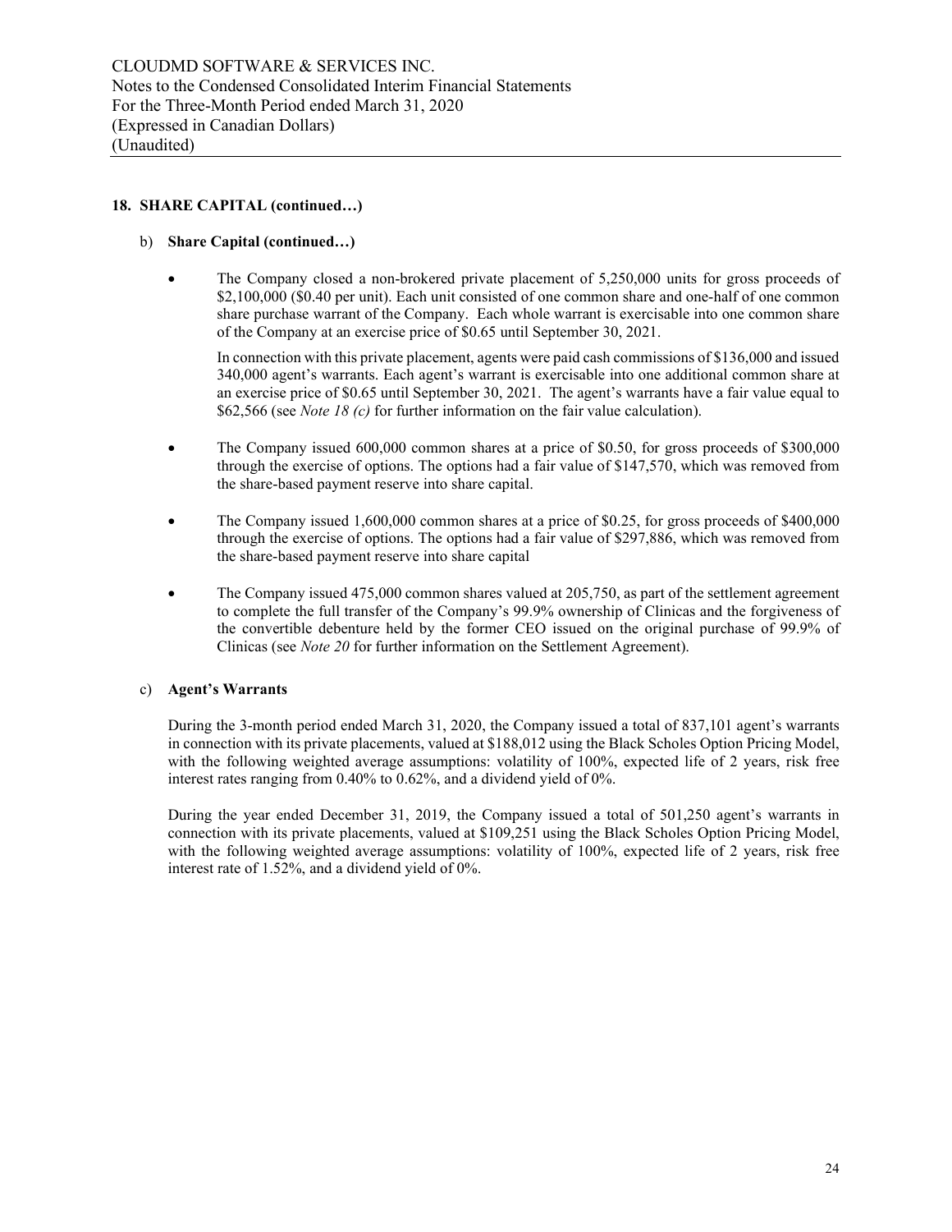## 18. SHARE CAPITAL (continued…)

b) **Share Capital (continued…)**

- The Company closed a non-brokered private placement of 5,250,000 units for gross proceeds of $2,100,000 ($0.40 per unit). Each unit consisted of one common share and one-half of one common share purchase warrant of the Company. Each whole warrant is exercisable into one common share of the Company at an exercise price of $0.65 until September 30, 2021.

  In connection with this private placement, agents were paid cash commissions of $136,000 and issued 340,000 agent's warrants. Each agent's warrant is exercisable into one additional common share at an exercise price of $0.65 until September 30, 2021. The agent's warrants have a fair value equal to $62,566 (see *Note 18 (c)* for further information on the fair value calculation).

- The Company issued 600,000 common shares at a price of $0.50, for gross proceeds of $300,000 through the exercise of options. The options had a fair value of $147,570, which was removed from the share-based payment reserve into share capital.

- The Company issued 1,600,000 common shares at a price of $0.25, for gross proceeds of $400,000 through the exercise of options. The options had a fair value of $297,886, which was removed from the share-based payment reserve into share capital

- The Company issued 475,000 common shares valued at 205,750, as part of the settlement agreement to complete the full transfer of the Company's 99.9% ownership of Clinicas and the forgiveness of the convertible debenture held by the former CEO issued on the original purchase of 99.9% of Clinicas (see *Note 20* for further information on the Settlement Agreement).

c) **Agent's Warrants**

During the 3-month period ended March 31, 2020, the Company issued a total of 837,101 agent's warrants in connection with its private placements, valued at $188,012 using the Black Scholes Option Pricing Model, with the following weighted average assumptions: volatility of 100%, expected life of 2 years, risk free interest rates ranging from 0.40% to 0.62%, and a dividend yield of 0%.

During the year ended December 31, 2019, the Company issued a total of 501,250 agent's warrants in connection with its private placements, valued at $109,251 using the Black Scholes Option Pricing Model, with the following weighted average assumptions: volatility of 100%, expected life of 2 years, risk free interest rate of 1.52%, and a dividend yield of 0%.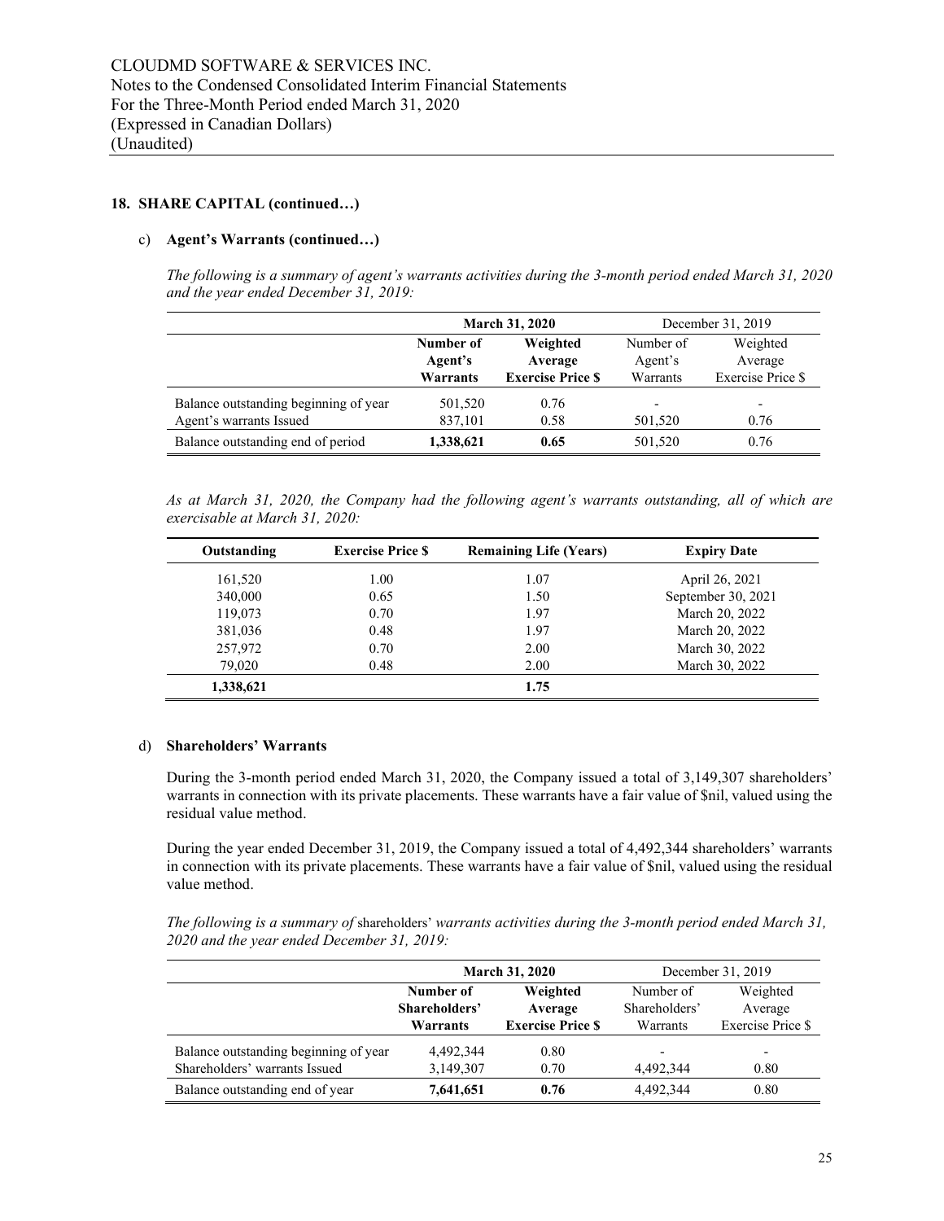## 18. SHARE CAPITAL (continued…)

### c) Agent's Warrants (continued…)

*The following is a summary of agent's warrants activities during the 3-month period ended March 31, 2020 and the year ended December 31, 2019:*

| | March 31, 2020 | | December 31, 2019 | |
|---|---|---|---|---|
| | **Number of Agent's Warrants** | **Weighted Average Exercise Price $** | Number of Agent's Warrants | Weighted Average Exercise Price $ |
| Balance outstanding beginning of year | 501,520 | 0.76 | - | - |
| Agent's warrants Issued | 837,101 | 0.58 | 501,520 | 0.76 |
| Balance outstanding end of period | **1,338,621** | **0.65** | 501,520 | 0.76 |

*As at March 31, 2020, the Company had the following agent's warrants outstanding, all of which are exercisable at March 31, 2020:*

| Outstanding | Exercise Price $ | Remaining Life (Years) | Expiry Date |
|---|---|---|---|
| 161,520 | 1.00 | 1.07 | April 26, 2021 |
| 340,000 | 0.65 | 1.50 | September 30, 2021 |
| 119,073 | 0.70 | 1.97 | March 20, 2022 |
| 381,036 | 0.48 | 1.97 | March 20, 2022 |
| 257,972 | 0.70 | 2.00 | March 30, 2022 |
| 79,020 | 0.48 | 2.00 | March 30, 2022 |
| **1,338,621** | | **1.75** | |

### d) Shareholders' Warrants

During the 3-month period ended March 31, 2020, the Company issued a total of 3,149,307 shareholders' warrants in connection with its private placements. These warrants have a fair value of $nil, valued using the residual value method.

During the year ended December 31, 2019, the Company issued a total of 4,492,344 shareholders' warrants in connection with its private placements. These warrants have a fair value of $nil, valued using the residual value method.

*The following is a summary of* shareholders' *warrants activities during the 3-month period ended March 31, 2020 and the year ended December 31, 2019:*

| | March 31, 2020 | | December 31, 2019 | |
|---|---|---|---|---|
| | **Number of Shareholders' Warrants** | **Weighted Average Exercise Price $** | Number of Shareholders' Warrants | Weighted Average Exercise Price $ |
| Balance outstanding beginning of year | 4,492,344 | 0.80 | - | - |
| Shareholders' warrants Issued | 3,149,307 | 0.70 | 4,492,344 | 0.80 |
| Balance outstanding end of year | **7,641,651** | **0.76** | 4,492,344 | 0.80 |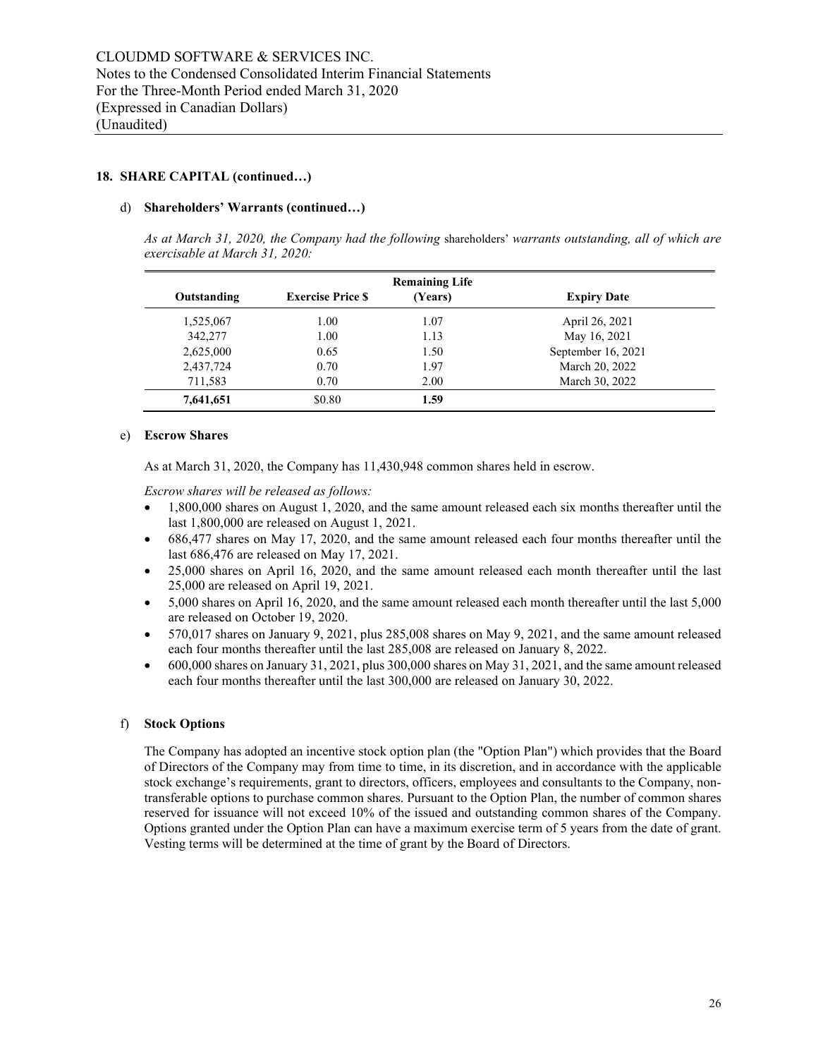## 18. SHARE CAPITAL (continued…)

### d) Shareholders' Warrants (continued…)

*As at March 31, 2020, the Company had the following* shareholders' *warrants outstanding, all of which are exercisable at March 31, 2020:*

| Outstanding | Exercise Price $ | Remaining Life (Years) | Expiry Date |
|---|---|---|---|
| 1,525,067 | 1.00 | 1.07 | April 26, 2021 |
| 342,277 | 1.00 | 1.13 | May 16, 2021 |
| 2,625,000 | 0.65 | 1.50 | September 16, 2021 |
| 2,437,724 | 0.70 | 1.97 | March 20, 2022 |
| 711,583 | 0.70 | 2.00 | March 30, 2022 |
| **7,641,651** | $0.80 | **1.59** | |

### e) Escrow Shares

As at March 31, 2020, the Company has 11,430,948 common shares held in escrow.

*Escrow shares will be released as follows:*

- 1,800,000 shares on August 1, 2020, and the same amount released each six months thereafter until the last 1,800,000 are released on August 1, 2021.
- 686,477 shares on May 17, 2020, and the same amount released each four months thereafter until the last 686,476 are released on May 17, 2021.
- 25,000 shares on April 16, 2020, and the same amount released each month thereafter until the last 25,000 are released on April 19, 2021.
- 5,000 shares on April 16, 2020, and the same amount released each month thereafter until the last 5,000 are released on October 19, 2020.
- 570,017 shares on January 9, 2021, plus 285,008 shares on May 9, 2021, and the same amount released each four months thereafter until the last 285,008 are released on January 8, 2022.
- 600,000 shares on January 31, 2021, plus 300,000 shares on May 31, 2021, and the same amount released each four months thereafter until the last 300,000 are released on January 30, 2022.

### f) Stock Options

The Company has adopted an incentive stock option plan (the "Option Plan") which provides that the Board of Directors of the Company may from time to time, in its discretion, and in accordance with the applicable stock exchange's requirements, grant to directors, officers, employees and consultants to the Company, non-transferable options to purchase common shares. Pursuant to the Option Plan, the number of common shares reserved for issuance will not exceed 10% of the issued and outstanding common shares of the Company. Options granted under the Option Plan can have a maximum exercise term of 5 years from the date of grant. Vesting terms will be determined at the time of grant by the Board of Directors.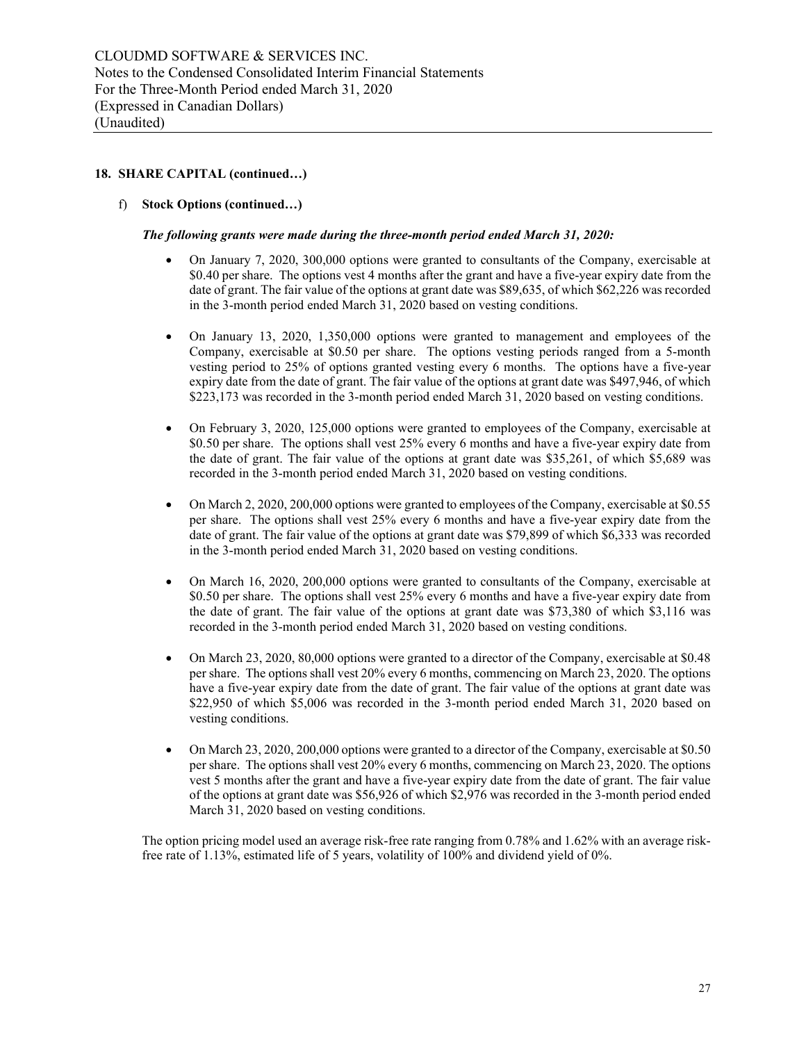## 18. SHARE CAPITAL (continued…)

### f) Stock Options (continued…)

***The following grants were made during the three-month period ended March 31, 2020:***

- On January 7, 2020, 300,000 options were granted to consultants of the Company, exercisable at \$0.40 per share. The options vest 4 months after the grant and have a five-year expiry date from the date of grant. The fair value of the options at grant date was \$89,635, of which \$62,226 was recorded in the 3-month period ended March 31, 2020 based on vesting conditions.

- On January 13, 2020, 1,350,000 options were granted to management and employees of the Company, exercisable at \$0.50 per share. The options vesting periods ranged from a 5-month vesting period to 25% of options granted vesting every 6 months. The options have a five-year expiry date from the date of grant. The fair value of the options at grant date was \$497,946, of which \$223,173 was recorded in the 3-month period ended March 31, 2020 based on vesting conditions.

- On February 3, 2020, 125,000 options were granted to employees of the Company, exercisable at \$0.50 per share. The options shall vest 25% every 6 months and have a five-year expiry date from the date of grant. The fair value of the options at grant date was \$35,261, of which \$5,689 was recorded in the 3-month period ended March 31, 2020 based on vesting conditions.

- On March 2, 2020, 200,000 options were granted to employees of the Company, exercisable at \$0.55 per share. The options shall vest 25% every 6 months and have a five-year expiry date from the date of grant. The fair value of the options at grant date was \$79,899 of which \$6,333 was recorded in the 3-month period ended March 31, 2020 based on vesting conditions.

- On March 16, 2020, 200,000 options were granted to consultants of the Company, exercisable at \$0.50 per share. The options shall vest 25% every 6 months and have a five-year expiry date from the date of grant. The fair value of the options at grant date was \$73,380 of which \$3,116 was recorded in the 3-month period ended March 31, 2020 based on vesting conditions.

- On March 23, 2020, 80,000 options were granted to a director of the Company, exercisable at \$0.48 per share. The options shall vest 20% every 6 months, commencing on March 23, 2020. The options have a five-year expiry date from the date of grant. The fair value of the options at grant date was \$22,950 of which \$5,006 was recorded in the 3-month period ended March 31, 2020 based on vesting conditions.

- On March 23, 2020, 200,000 options were granted to a director of the Company, exercisable at \$0.50 per share. The options shall vest 20% every 6 months, commencing on March 23, 2020. The options vest 5 months after the grant and have a five-year expiry date from the date of grant. The fair value of the options at grant date was \$56,926 of which \$2,976 was recorded in the 3-month period ended March 31, 2020 based on vesting conditions.

The option pricing model used an average risk-free rate ranging from 0.78% and 1.62% with an average risk-free rate of 1.13%, estimated life of 5 years, volatility of 100% and dividend yield of 0%.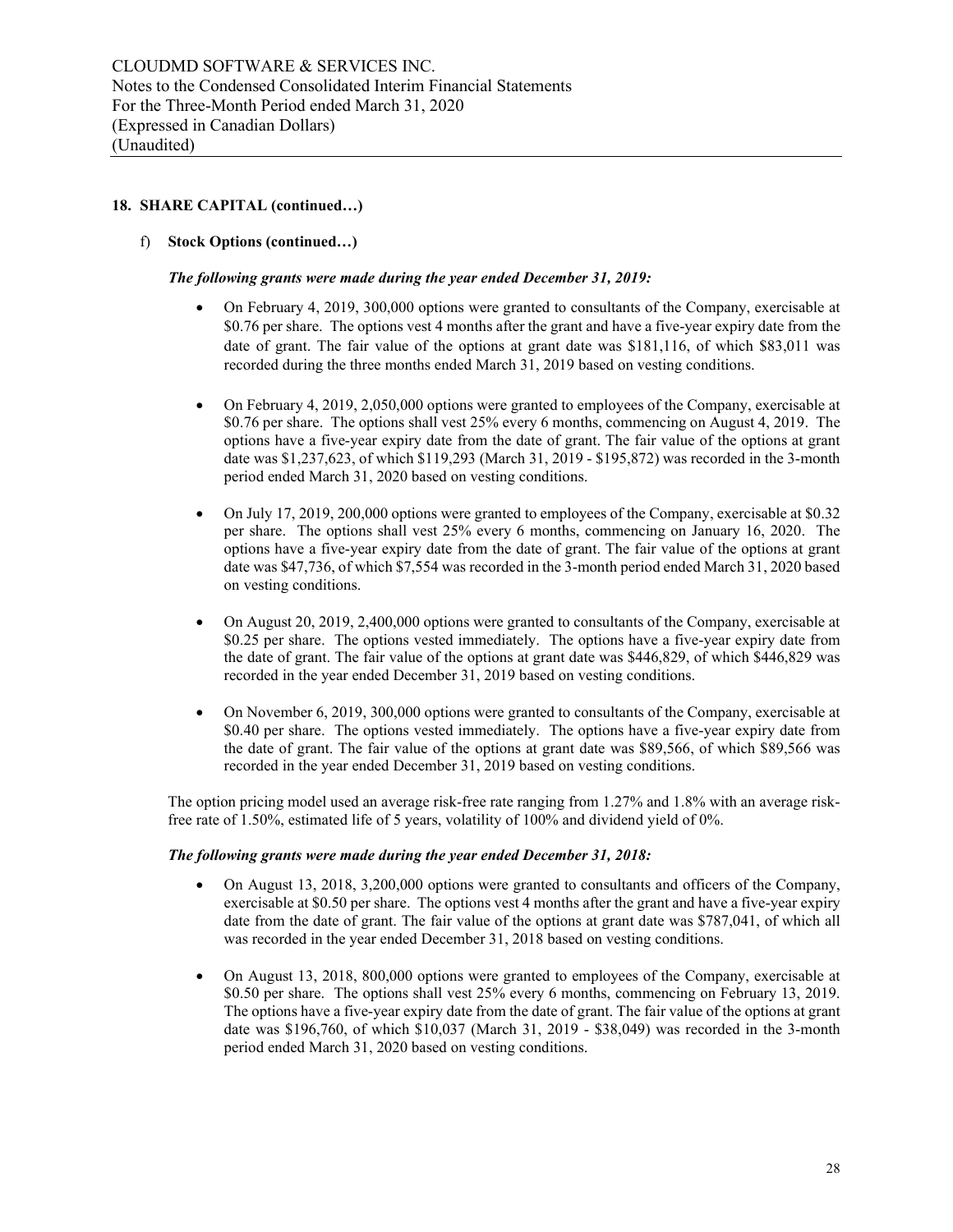## 18. SHARE CAPITAL (continued…)

f) **Stock Options (continued…)**

***The following grants were made during the year ended December 31, 2019:***

- On February 4, 2019, 300,000 options were granted to consultants of the Company, exercisable at $0.76 per share. The options vest 4 months after the grant and have a five-year expiry date from the date of grant. The fair value of the options at grant date was $181,116, of which $83,011 was recorded during the three months ended March 31, 2019 based on vesting conditions.

- On February 4, 2019, 2,050,000 options were granted to employees of the Company, exercisable at $0.76 per share. The options shall vest 25% every 6 months, commencing on August 4, 2019. The options have a five-year expiry date from the date of grant. The fair value of the options at grant date was $1,237,623, of which $119,293 (March 31, 2019 - $195,872) was recorded in the 3-month period ended March 31, 2020 based on vesting conditions.

- On July 17, 2019, 200,000 options were granted to employees of the Company, exercisable at $0.32 per share. The options shall vest 25% every 6 months, commencing on January 16, 2020. The options have a five-year expiry date from the date of grant. The fair value of the options at grant date was $47,736, of which $7,554 was recorded in the 3-month period ended March 31, 2020 based on vesting conditions.

- On August 20, 2019, 2,400,000 options were granted to consultants of the Company, exercisable at $0.25 per share. The options vested immediately. The options have a five-year expiry date from the date of grant. The fair value of the options at grant date was $446,829, of which $446,829 was recorded in the year ended December 31, 2019 based on vesting conditions.

- On November 6, 2019, 300,000 options were granted to consultants of the Company, exercisable at $0.40 per share. The options vested immediately. The options have a five-year expiry date from the date of grant. The fair value of the options at grant date was $89,566, of which $89,566 was recorded in the year ended December 31, 2019 based on vesting conditions.

The option pricing model used an average risk-free rate ranging from 1.27% and 1.8% with an average risk-free rate of 1.50%, estimated life of 5 years, volatility of 100% and dividend yield of 0%.

***The following grants were made during the year ended December 31, 2018:***

- On August 13, 2018, 3,200,000 options were granted to consultants and officers of the Company, exercisable at $0.50 per share. The options vest 4 months after the grant and have a five-year expiry date from the date of grant. The fair value of the options at grant date was $787,041, of which all was recorded in the year ended December 31, 2018 based on vesting conditions.

- On August 13, 2018, 800,000 options were granted to employees of the Company, exercisable at $0.50 per share. The options shall vest 25% every 6 months, commencing on February 13, 2019. The options have a five-year expiry date from the date of grant. The fair value of the options at grant date was $196,760, of which $10,037 (March 31, 2019 - $38,049) was recorded in the 3-month period ended March 31, 2020 based on vesting conditions.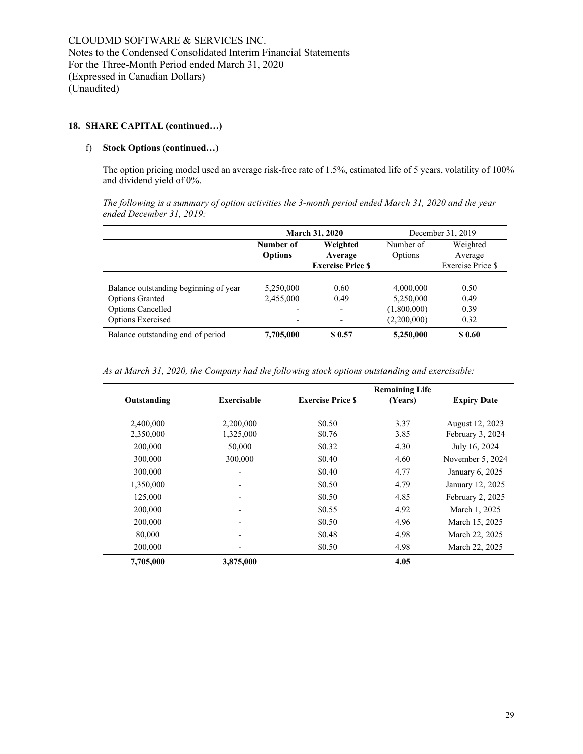## 18. SHARE CAPITAL (continued…)

### f) Stock Options (continued…)

The option pricing model used an average risk-free rate of 1.5%, estimated life of 5 years, volatility of 100% and dividend yield of 0%.

*The following is a summary of option activities the 3-month period ended March 31, 2020 and the year ended December 31, 2019:*

| | **March 31, 2020** | | December 31, 2019 | |
|---|---|---|---|---|
| | **Number of Options** | **Weighted Average Exercise Price $** | Number of Options | Weighted Average Exercise Price $ |
| Balance outstanding beginning of year | 5,250,000 | 0.60 | 4,000,000 | 0.50 |
| Options Granted | 2,455,000 | 0.49 | 5,250,000 | 0.49 |
| Options Cancelled | - | - | (1,800,000) | 0.39 |
| Options Exercised | - | - | (2,200,000) | 0.32 |
| Balance outstanding end of period | **7,705,000** | **$ 0.57** | **5,250,000** | **$ 0.60** |

*As at March 31, 2020, the Company had the following stock options outstanding and exercisable:*

| Outstanding | Exercisable | Exercise Price $ | Remaining Life (Years) | Expiry Date |
|---|---|---|---|---|
| 2,400,000 | 2,200,000 | $0.50 | 3.37 | August 12, 2023 |
| 2,350,000 | 1,325,000 | $0.76 | 3.85 | February 3, 2024 |
| 200,000 | 50,000 | $0.32 | 4.30 | July 16, 2024 |
| 300,000 | 300,000 | $0.40 | 4.60 | November 5, 2024 |
| 300,000 | - | $0.40 | 4.77 | January 6, 2025 |
| 1,350,000 | - | $0.50 | 4.79 | January 12, 2025 |
| 125,000 | - | $0.50 | 4.85 | February 2, 2025 |
| 200,000 | - | $0.55 | 4.92 | March 1, 2025 |
| 200,000 | - | $0.50 | 4.96 | March 15, 2025 |
| 80,000 | - | $0.48 | 4.98 | March 22, 2025 |
| 200,000 | - | $0.50 | 4.98 | March 22, 2025 |
| **7,705,000** | **3,875,000** | | **4.05** | |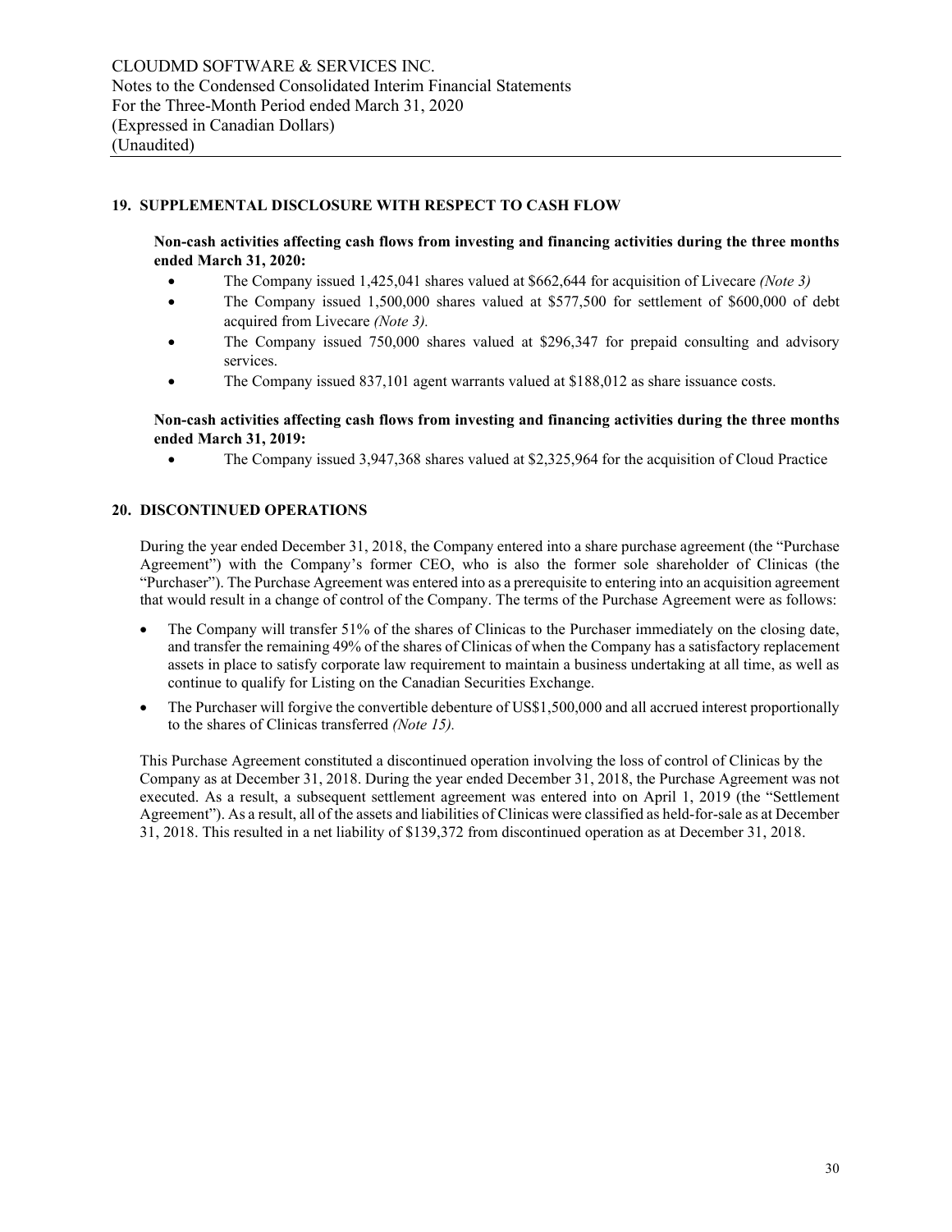## 19. SUPPLEMENTAL DISCLOSURE WITH RESPECT TO CASH FLOW

**Non-cash activities affecting cash flows from investing and financing activities during the three months ended March 31, 2020:**

- The Company issued 1,425,041 shares valued at $662,644 for acquisition of Livecare *(Note 3)*
- The Company issued 1,500,000 shares valued at $577,500 for settlement of $600,000 of debt acquired from Livecare *(Note 3).*
- The Company issued 750,000 shares valued at $296,347 for prepaid consulting and advisory services.
- The Company issued 837,101 agent warrants valued at $188,012 as share issuance costs.

**Non-cash activities affecting cash flows from investing and financing activities during the three months ended March 31, 2019:**

- The Company issued 3,947,368 shares valued at $2,325,964 for the acquisition of Cloud Practice

## 20. DISCONTINUED OPERATIONS

During the year ended December 31, 2018, the Company entered into a share purchase agreement (the "Purchase Agreement") with the Company's former CEO, who is also the former sole shareholder of Clinicas (the "Purchaser"). The Purchase Agreement was entered into as a prerequisite to entering into an acquisition agreement that would result in a change of control of the Company. The terms of the Purchase Agreement were as follows:

- The Company will transfer 51% of the shares of Clinicas to the Purchaser immediately on the closing date, and transfer the remaining 49% of the shares of Clinicas of when the Company has a satisfactory replacement assets in place to satisfy corporate law requirement to maintain a business undertaking at all time, as well as continue to qualify for Listing on the Canadian Securities Exchange.
- The Purchaser will forgive the convertible debenture of US$1,500,000 and all accrued interest proportionally to the shares of Clinicas transferred *(Note 15).*

This Purchase Agreement constituted a discontinued operation involving the loss of control of Clinicas by the Company as at December 31, 2018. During the year ended December 31, 2018, the Purchase Agreement was not executed. As a result, a subsequent settlement agreement was entered into on April 1, 2019 (the "Settlement Agreement"). As a result, all of the assets and liabilities of Clinicas were classified as held-for-sale as at December 31, 2018. This resulted in a net liability of $139,372 from discontinued operation as at December 31, 2018.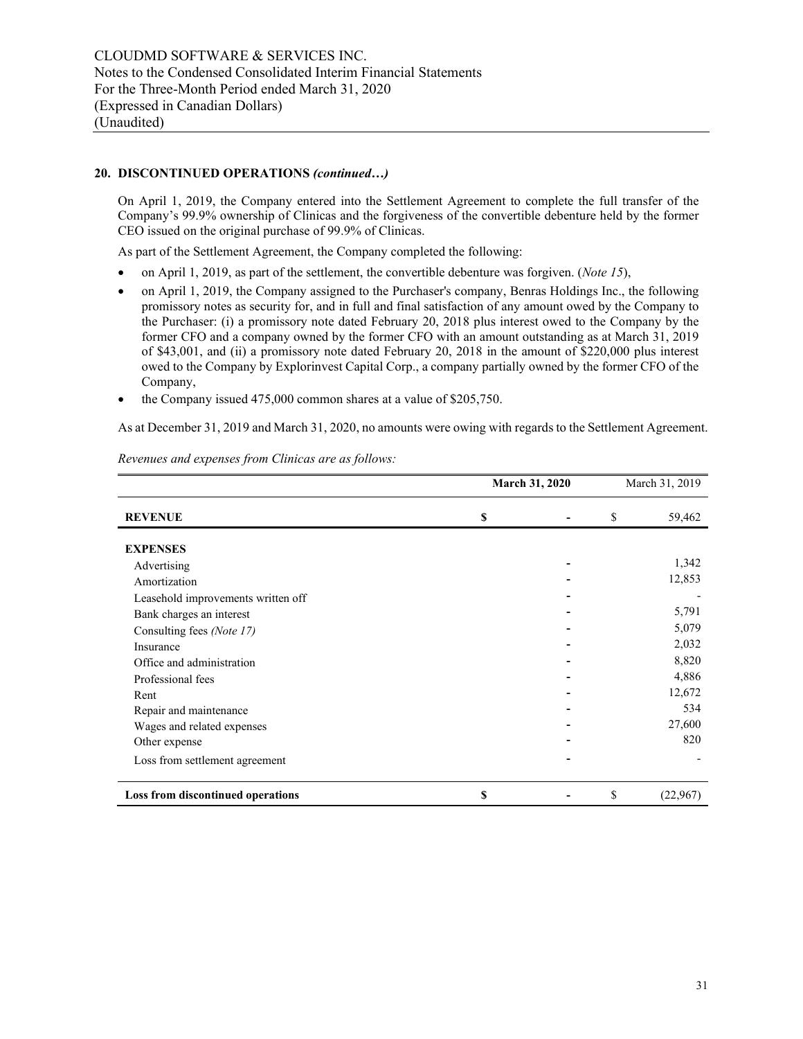## 20. DISCONTINUED OPERATIONS *(continued…)*

On April 1, 2019, the Company entered into the Settlement Agreement to complete the full transfer of the Company's 99.9% ownership of Clinicas and the forgiveness of the convertible debenture held by the former CEO issued on the original purchase of 99.9% of Clinicas.

As part of the Settlement Agreement, the Company completed the following:

- on April 1, 2019, as part of the settlement, the convertible debenture was forgiven. (*Note 15*),
- on April 1, 2019, the Company assigned to the Purchaser's company, Benras Holdings Inc., the following promissory notes as security for, and in full and final satisfaction of any amount owed by the Company to the Purchaser: (i) a promissory note dated February 20, 2018 plus interest owed to the Company by the former CFO and a company owned by the former CFO with an amount outstanding as at March 31, 2019 of $43,001, and (ii) a promissory note dated February 20, 2018 in the amount of $220,000 plus interest owed to the Company by Explorinvest Capital Corp., a company partially owned by the former CFO of the Company,
- the Company issued 475,000 common shares at a value of $205,750.

As at December 31, 2019 and March 31, 2020, no amounts were owing with regards to the Settlement Agreement.

*Revenues and expenses from Clinicas are as follows:*

| | **March 31, 2020** | March 31, 2019 |
|---|---|---|
| **REVENUE** | **$ -** | $ 59,462 |
| **EXPENSES** | | |
| Advertising | - | 1,342 |
| Amortization | - | 12,853 |
| Leasehold improvements written off | - | - |
| Bank charges an interest | - | 5,791 |
| Consulting fees *(Note 17)* | - | 5,079 |
| Insurance | - | 2,032 |
| Office and administration | - | 8,820 |
| Professional fees | - | 4,886 |
| Rent | - | 12,672 |
| Repair and maintenance | - | 534 |
| Wages and related expenses | - | 27,600 |
| Other expense | - | 820 |
| Loss from settlement agreement | - | - |
| **Loss from discontinued operations** | **$ -** | $ (22,967) |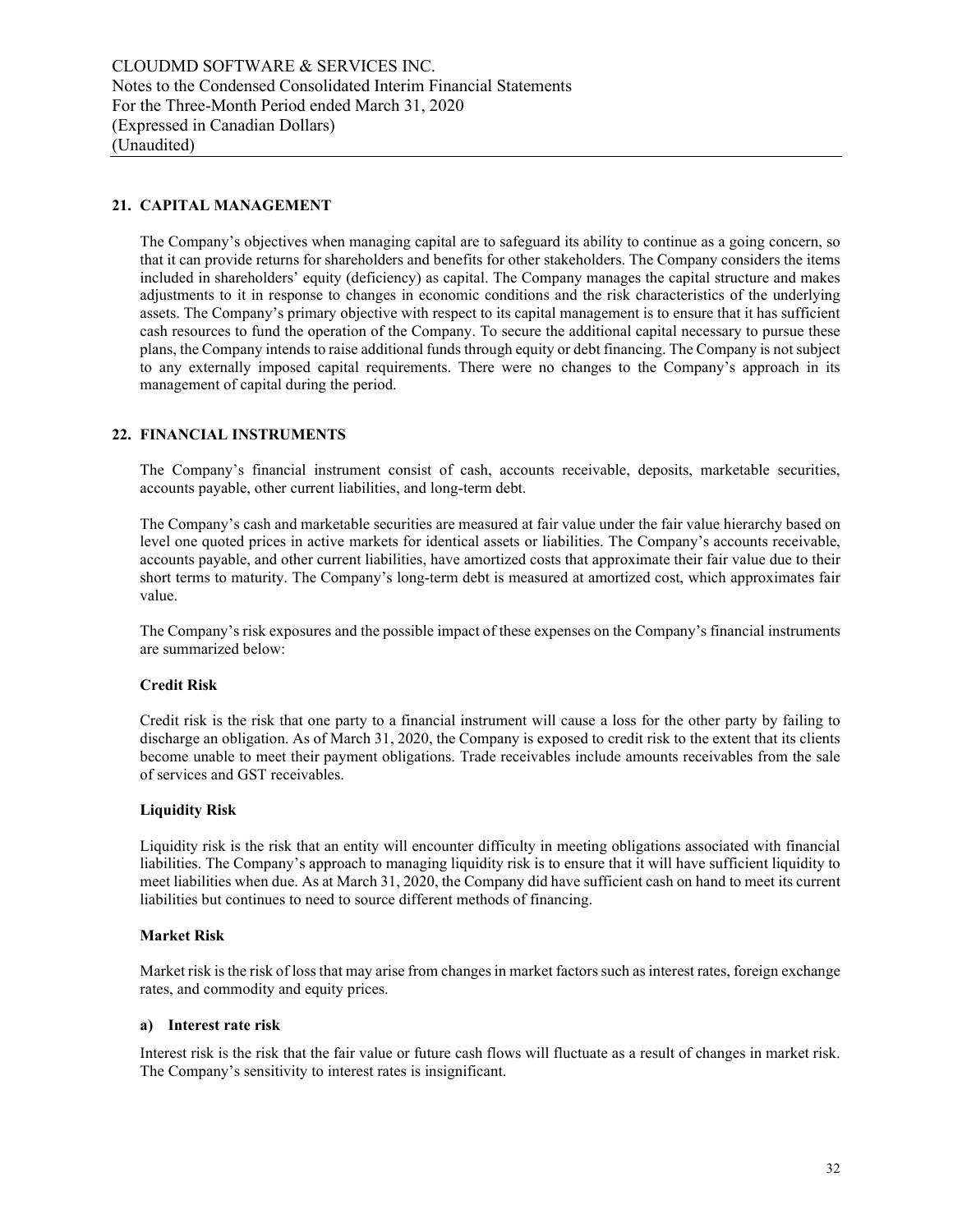## 21. CAPITAL MANAGEMENT

The Company's objectives when managing capital are to safeguard its ability to continue as a going concern, so that it can provide returns for shareholders and benefits for other stakeholders. The Company considers the items included in shareholders' equity (deficiency) as capital. The Company manages the capital structure and makes adjustments to it in response to changes in economic conditions and the risk characteristics of the underlying assets. The Company's primary objective with respect to its capital management is to ensure that it has sufficient cash resources to fund the operation of the Company. To secure the additional capital necessary to pursue these plans, the Company intends to raise additional funds through equity or debt financing. The Company is not subject to any externally imposed capital requirements. There were no changes to the Company's approach in its management of capital during the period.

## 22. FINANCIAL INSTRUMENTS

The Company's financial instrument consist of cash, accounts receivable, deposits, marketable securities, accounts payable, other current liabilities, and long-term debt.

The Company's cash and marketable securities are measured at fair value under the fair value hierarchy based on level one quoted prices in active markets for identical assets or liabilities. The Company's accounts receivable, accounts payable, and other current liabilities, have amortized costs that approximate their fair value due to their short terms to maturity. The Company's long-term debt is measured at amortized cost, which approximates fair value.

The Company's risk exposures and the possible impact of these expenses on the Company's financial instruments are summarized below:

**Credit Risk**

Credit risk is the risk that one party to a financial instrument will cause a loss for the other party by failing to discharge an obligation. As of March 31, 2020, the Company is exposed to credit risk to the extent that its clients become unable to meet their payment obligations. Trade receivables include amounts receivables from the sale of services and GST receivables.

**Liquidity Risk**

Liquidity risk is the risk that an entity will encounter difficulty in meeting obligations associated with financial liabilities. The Company's approach to managing liquidity risk is to ensure that it will have sufficient liquidity to meet liabilities when due. As at March 31, 2020, the Company did have sufficient cash on hand to meet its current liabilities but continues to need to source different methods of financing.

**Market Risk**

Market risk is the risk of loss that may arise from changes in market factors such as interest rates, foreign exchange rates, and commodity and equity prices.

**a) Interest rate risk**

Interest risk is the risk that the fair value or future cash flows will fluctuate as a result of changes in market risk. The Company's sensitivity to interest rates is insignificant.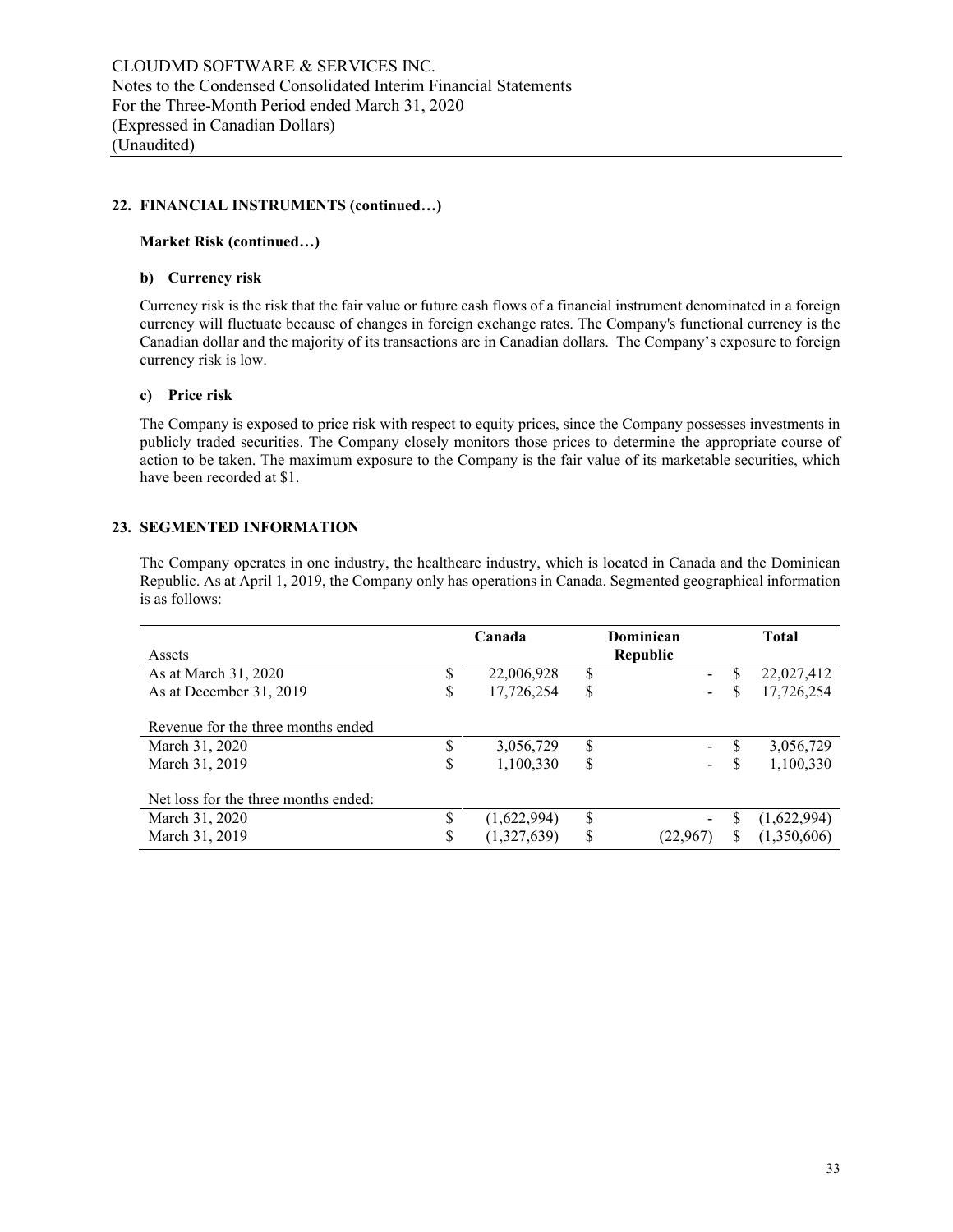## 22. FINANCIAL INSTRUMENTS (continued…)

### Market Risk (continued…)

#### b) Currency risk

Currency risk is the risk that the fair value or future cash flows of a financial instrument denominated in a foreign currency will fluctuate because of changes in foreign exchange rates. The Company's functional currency is the Canadian dollar and the majority of its transactions are in Canadian dollars. The Company's exposure to foreign currency risk is low.

#### c) Price risk

The Company is exposed to price risk with respect to equity prices, since the Company possesses investments in publicly traded securities. The Company closely monitors those prices to determine the appropriate course of action to be taken. The maximum exposure to the Company is the fair value of its marketable securities, which have been recorded at $1.

## 23. SEGMENTED INFORMATION

The Company operates in one industry, the healthcare industry, which is located in Canada and the Dominican Republic. As at April 1, 2019, the Company only has operations in Canada. Segmented geographical information is as follows:

| Assets | Canada | Dominican Republic | Total |
|---|---|---|---|
| As at March 31, 2020 | $ 22,006,928 | $ - | $ 22,027,412 |
| As at December 31, 2019 | $ 17,726,254 | $ - | $ 17,726,254 |
| **Revenue for the three months ended** | | | |
| March 31, 2020 | $ 3,056,729 | $ - | $ 3,056,729 |
| March 31, 2019 | $ 1,100,330 | $ - | $ 1,100,330 |
| **Net loss for the three months ended:** | | | |
| March 31, 2020 | $ (1,622,994) | $ - | $ (1,622,994) |
| March 31, 2019 | $ (1,327,639) | $ (22,967) | $ (1,350,606) |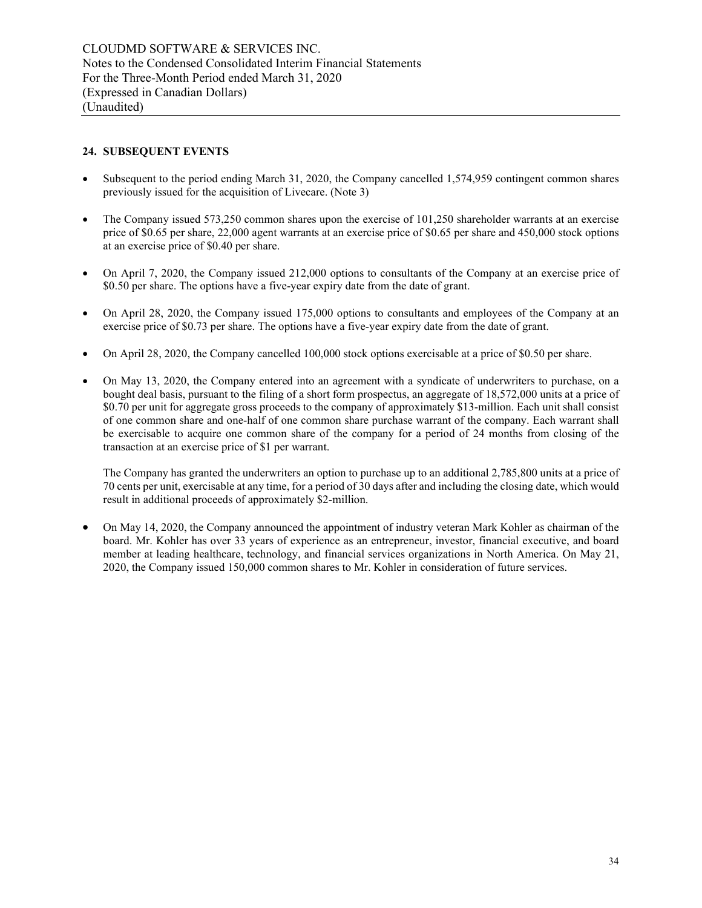## 24. SUBSEQUENT EVENTS

- Subsequent to the period ending March 31, 2020, the Company cancelled 1,574,959 contingent common shares previously issued for the acquisition of Livecare. (Note 3)

- The Company issued 573,250 common shares upon the exercise of 101,250 shareholder warrants at an exercise price of $0.65 per share, 22,000 agent warrants at an exercise price of $0.65 per share and 450,000 stock options at an exercise price of $0.40 per share.

- On April 7, 2020, the Company issued 212,000 options to consultants of the Company at an exercise price of $0.50 per share. The options have a five-year expiry date from the date of grant.

- On April 28, 2020, the Company issued 175,000 options to consultants and employees of the Company at an exercise price of $0.73 per share. The options have a five-year expiry date from the date of grant.

- On April 28, 2020, the Company cancelled 100,000 stock options exercisable at a price of $0.50 per share.

- On May 13, 2020, the Company entered into an agreement with a syndicate of underwriters to purchase, on a bought deal basis, pursuant to the filing of a short form prospectus, an aggregate of 18,572,000 units at a price of $0.70 per unit for aggregate gross proceeds to the company of approximately $13-million. Each unit shall consist of one common share and one-half of one common share purchase warrant of the company. Each warrant shall be exercisable to acquire one common share of the company for a period of 24 months from closing of the transaction at an exercise price of $1 per warrant.

  The Company has granted the underwriters an option to purchase up to an additional 2,785,800 units at a price of 70 cents per unit, exercisable at any time, for a period of 30 days after and including the closing date, which would result in additional proceeds of approximately $2-million.

- On May 14, 2020, the Company announced the appointment of industry veteran Mark Kohler as chairman of the board. Mr. Kohler has over 33 years of experience as an entrepreneur, investor, financial executive, and board member at leading healthcare, technology, and financial services organizations in North America. On May 21, 2020, the Company issued 150,000 common shares to Mr. Kohler in consideration of future services.